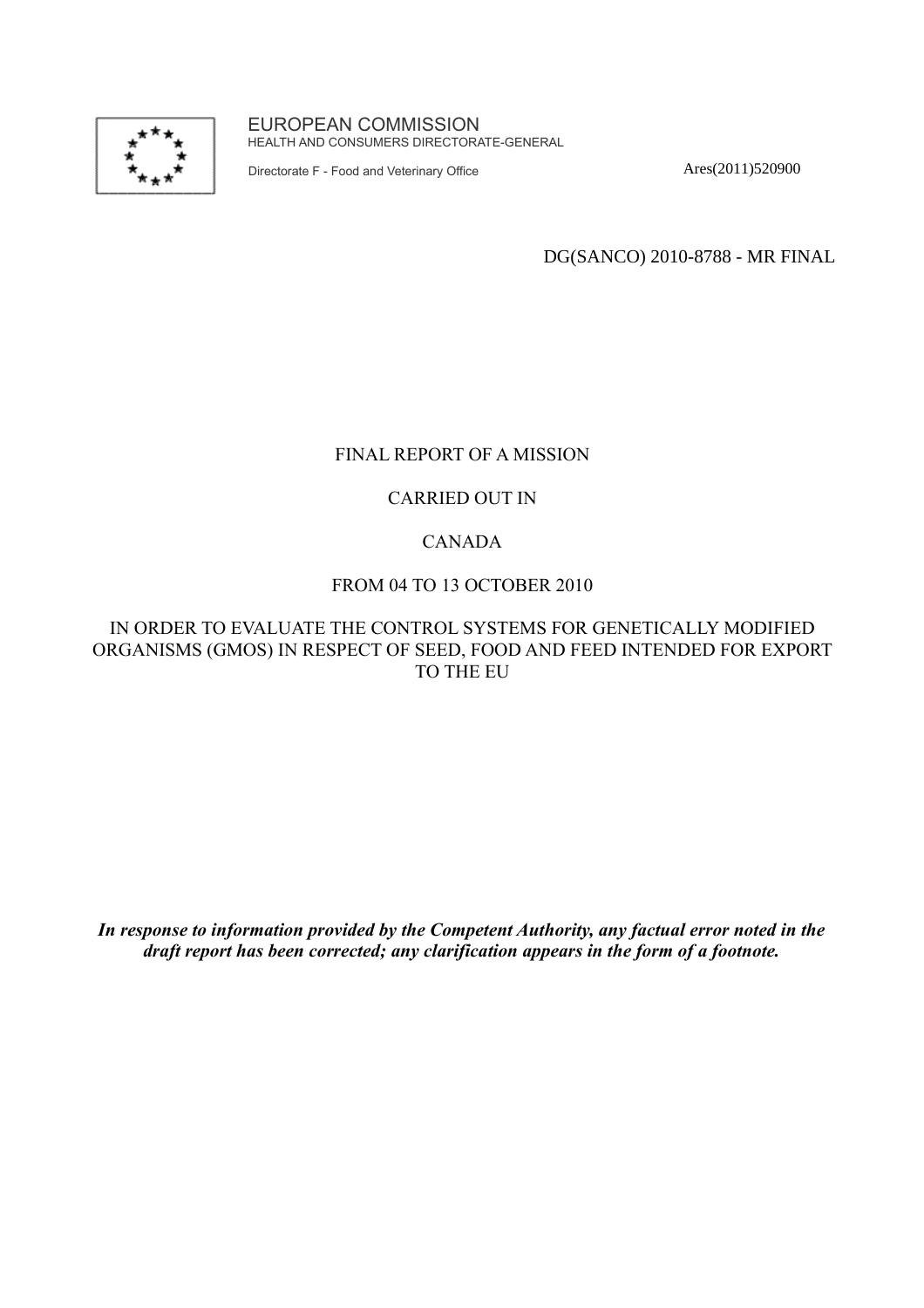EUROPEAN COMMISSION
HEALTH AND CONSUMERS DIRECTORATE-GENERAL

Directorate F - Food and Veterinary Office

Ares(2011)520900

DG(SANCO) 2010-8788 - MR FINAL

# FINAL REPORT OF A MISSION

# CARRIED OUT IN

# CANADA

# FROM 04 TO 13 OCTOBER 2010

# IN ORDER TO EVALUATE THE CONTROL SYSTEMS FOR GENETICALLY MODIFIED ORGANISMS (GMOS) IN RESPECT OF SEED, FOOD AND FEED INTENDED FOR EXPORT TO THE EU

***In response to information provided by the Competent Authority, any factual error noted in the draft report has been corrected; any clarification appears in the form of a footnote.***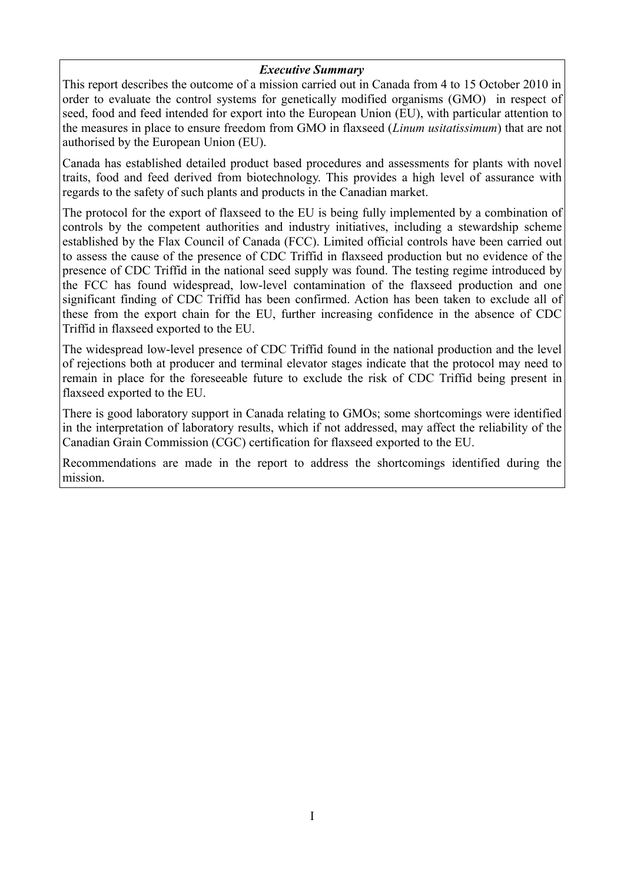### *Executive Summary*

This report describes the outcome of a mission carried out in Canada from 4 to 15 October 2010 in order to evaluate the control systems for genetically modified organisms (GMO) in respect of seed, food and feed intended for export into the European Union (EU), with particular attention to the measures in place to ensure freedom from GMO in flaxseed (*Linum usitatissimum*) that are not authorised by the European Union (EU).

Canada has established detailed product based procedures and assessments for plants with novel traits, food and feed derived from biotechnology. This provides a high level of assurance with regards to the safety of such plants and products in the Canadian market.

The protocol for the export of flaxseed to the EU is being fully implemented by a combination of controls by the competent authorities and industry initiatives, including a stewardship scheme established by the Flax Council of Canada (FCC). Limited official controls have been carried out to assess the cause of the presence of CDC Triffid in flaxseed production but no evidence of the presence of CDC Triffid in the national seed supply was found. The testing regime introduced by the FCC has found widespread, low-level contamination of the flaxseed production and one significant finding of CDC Triffid has been confirmed. Action has been taken to exclude all of these from the export chain for the EU, further increasing confidence in the absence of CDC Triffid in flaxseed exported to the EU.

The widespread low-level presence of CDC Triffid found in the national production and the level of rejections both at producer and terminal elevator stages indicate that the protocol may need to remain in place for the foreseeable future to exclude the risk of CDC Triffid being present in flaxseed exported to the EU.

There is good laboratory support in Canada relating to GMOs; some shortcomings were identified in the interpretation of laboratory results, which if not addressed, may affect the reliability of the Canadian Grain Commission (CGC) certification for flaxseed exported to the EU.

Recommendations are made in the report to address the shortcomings identified during the mission.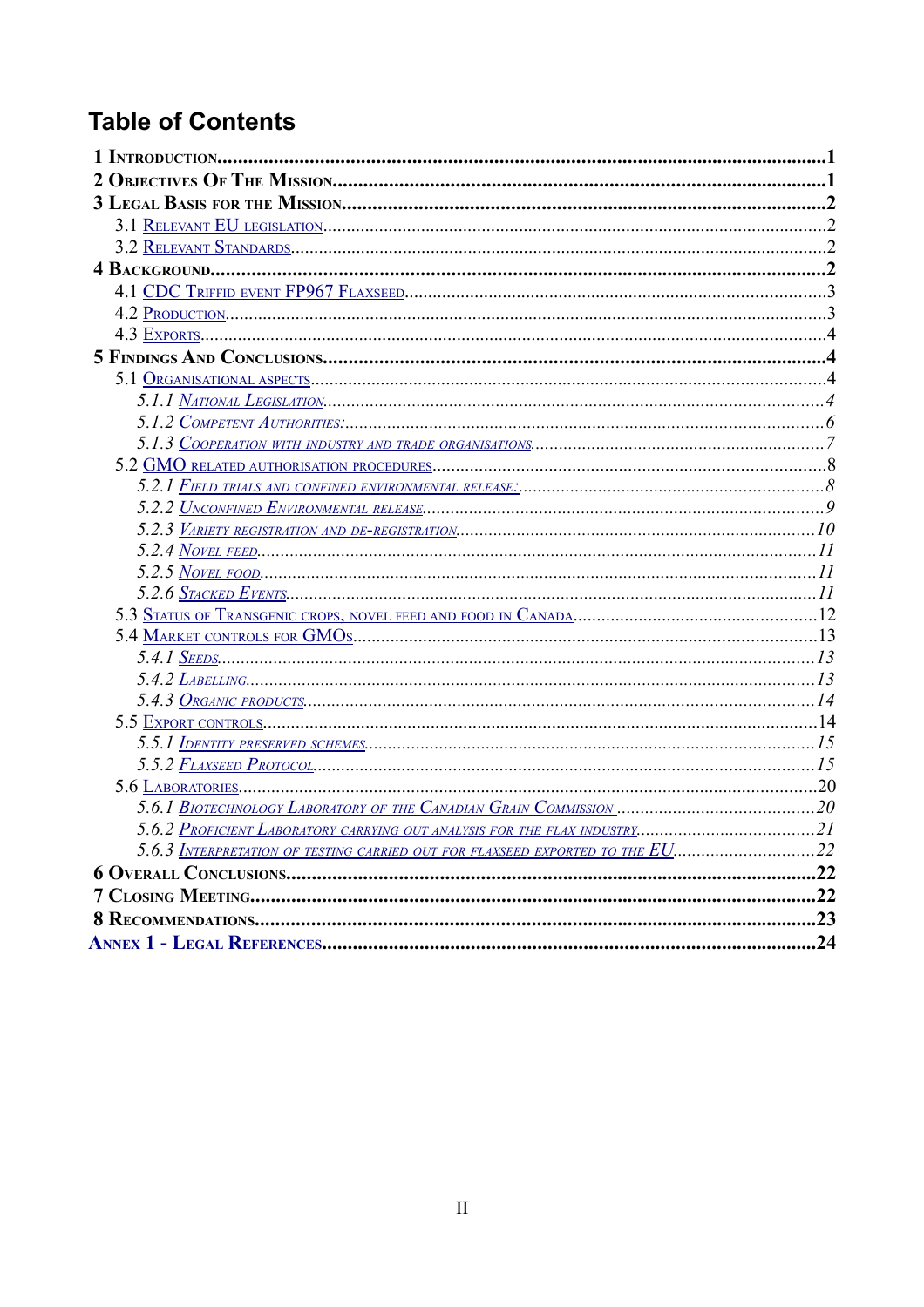## Table of Contents

- **1 Introduction** .... 1
- **2 Objectives Of The Mission** .... 1
- **3 Legal Basis for the Mission** .... 2
  - 3.1 Relevant EU legislation .... 2
  - 3.2 Relevant Standards .... 2
- **4 Background** .... 2
  - 4.1 CDC Triffid event FP967 Flaxseed .... 3
  - 4.2 Production .... 3
  - 4.3 Exports .... 4
- **5 Findings And Conclusions** .... 4
  - 5.1 Organisational aspects .... 4
    - *5.1.1 National Legislation* .... 4
    - *5.1.2 Competent Authorities:* .... 6
    - *5.1.3 Cooperation with industry and trade organisations* .... 7
  - 5.2 GMO related authorisation procedures .... 8
    - *5.2.1 Field trials and confined environmental release:* .... 8
    - *5.2.2 Unconfined Environmental release* .... 9
    - *5.2.3 Variety registration and de-registration* .... 10
    - *5.2.4 Novel feed* .... 11
    - *5.2.5 Novel food* .... 11
    - *5.2.6 Stacked Events* .... 11
  - 5.3 Status of Transgenic crops, novel feed and food in Canada .... 12
  - 5.4 Market controls for GMOs .... 13
    - *5.4.1 Seeds* .... 13
    - *5.4.2 Labelling* .... 13
    - *5.4.3 Organic products* .... 14
  - 5.5 Export controls .... 14
    - *5.5.1 Identity preserved schemes* .... 15
    - *5.5.2 Flaxseed Protocol* .... 15
  - 5.6 Laboratories .... 20
    - *5.6.1 Biotechnology Laboratory of the Canadian Grain Commission* .... 20
    - *5.6.2 Proficient Laboratory carrying out analysis for the flax industry* .... 21
    - *5.6.3 Interpretation of testing carried out for flaxseed exported to the EU* .... 22
- **6 Overall Conclusions** .... 22
- **7 Closing Meeting** .... 22
- **8 Recommendations** .... 23
- **Annex 1 - Legal References** .... 24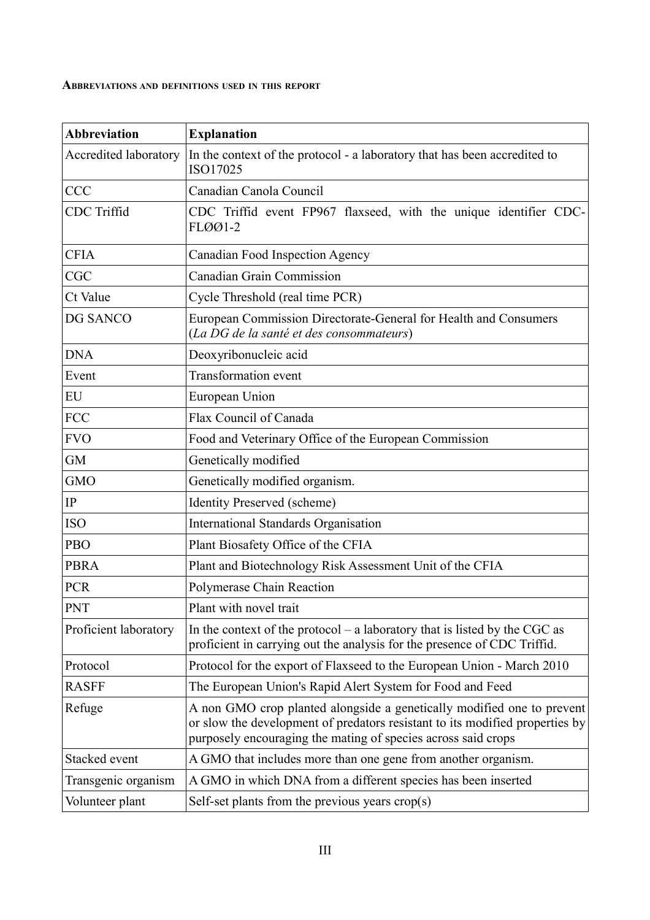#### Abbreviations and definitions used in this report

| Abbreviation | Explanation |
|---|---|
| Accredited laboratory | In the context of the protocol - a laboratory that has been accredited to ISO17025 |
| CCC | Canadian Canola Council |
| CDC Triffid | CDC Triffid event FP967 flaxseed, with the unique identifier CDC-FLØØ1-2 |
| CFIA | Canadian Food Inspection Agency |
| CGC | Canadian Grain Commission |
| Ct Value | Cycle Threshold (real time PCR) |
| DG SANCO | European Commission Directorate-General for Health and Consumers (*La DG de la santé et des consommateurs*) |
| DNA | Deoxyribonucleic acid |
| Event | Transformation event |
| EU | European Union |
| FCC | Flax Council of Canada |
| FVO | Food and Veterinary Office of the European Commission |
| GM | Genetically modified |
| GMO | Genetically modified organism. |
| IP | Identity Preserved (scheme) |
| ISO | International Standards Organisation |
| PBO | Plant Biosafety Office of the CFIA |
| PBRA | Plant and Biotechnology Risk Assessment Unit of the CFIA |
| PCR | Polymerase Chain Reaction |
| PNT | Plant with novel trait |
| Proficient laboratory | In the context of the protocol – a laboratory that is listed by the CGC as proficient in carrying out the analysis for the presence of CDC Triffid. |
| Protocol | Protocol for the export of Flaxseed to the European Union - March 2010 |
| RASFF | The European Union's Rapid Alert System for Food and Feed |
| Refuge | A non GMO crop planted alongside a genetically modified one to prevent or slow the development of predators resistant to its modified properties by purposely encouraging the mating of species across said crops |
| Stacked event | A GMO that includes more than one gene from another organism. |
| Transgenic organism | A GMO in which DNA from a different species has been inserted |
| Volunteer plant | Self-set plants from the previous years crop(s) |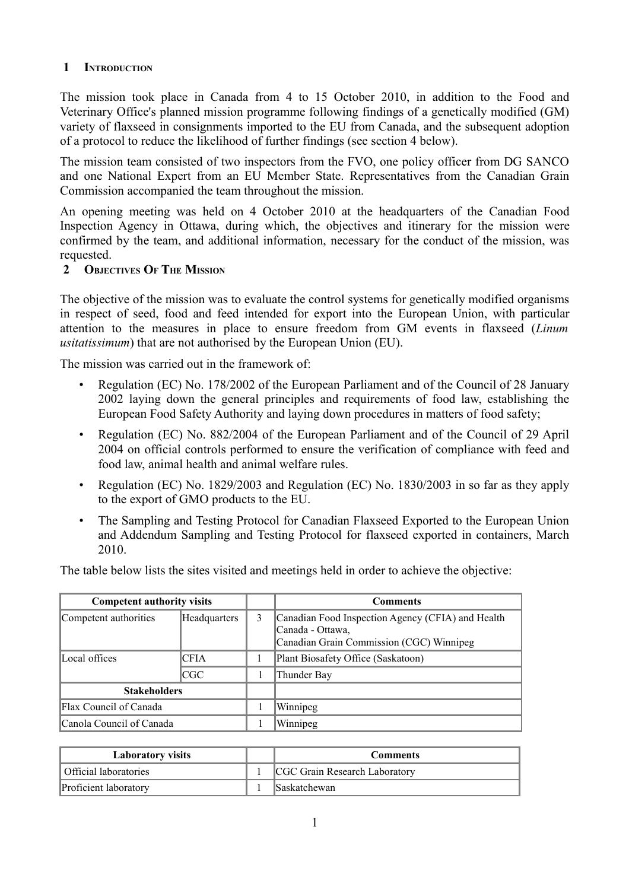## 1 Introduction

The mission took place in Canada from 4 to 15 October 2010, in addition to the Food and Veterinary Office's planned mission programme following findings of a genetically modified (GM) variety of flaxseed in consignments imported to the EU from Canada, and the subsequent adoption of a protocol to reduce the likelihood of further findings (see section 4 below).

The mission team consisted of two inspectors from the FVO, one policy officer from DG SANCO and one National Expert from an EU Member State. Representatives from the Canadian Grain Commission accompanied the team throughout the mission.

An opening meeting was held on 4 October 2010 at the headquarters of the Canadian Food Inspection Agency in Ottawa, during which, the objectives and itinerary for the mission were confirmed by the team, and additional information, necessary for the conduct of the mission, was requested.

## 2 Objectives Of The Mission

The objective of the mission was to evaluate the control systems for genetically modified organisms in respect of seed, food and feed intended for export into the European Union, with particular attention to the measures in place to ensure freedom from GM events in flaxseed (*Linum usitatissimum*) that are not authorised by the European Union (EU).

The mission was carried out in the framework of:

- Regulation (EC) No. 178/2002 of the European Parliament and of the Council of 28 January 2002 laying down the general principles and requirements of food law, establishing the European Food Safety Authority and laying down procedures in matters of food safety;
- Regulation (EC) No. 882/2004 of the European Parliament and of the Council of 29 April 2004 on official controls performed to ensure the verification of compliance with feed and food law, animal health and animal welfare rules.
- Regulation (EC) No. 1829/2003 and Regulation (EC) No. 1830/2003 in so far as they apply to the export of GMO products to the EU.
- The Sampling and Testing Protocol for Canadian Flaxseed Exported to the European Union and Addendum Sampling and Testing Protocol for flaxseed exported in containers, March 2010.

The table below lists the sites visited and meetings held in order to achieve the objective:

| Competent authority visits | | | Comments |
|---|---|---|---|
| Competent authorities | Headquarters | 3 | Canadian Food Inspection Agency (CFIA) and Health Canada - Ottawa, Canadian Grain Commission (CGC) Winnipeg |
| Local offices | CFIA | 1 | Plant Biosafety Office (Saskatoon) |
| | CGC | 1 | Thunder Bay |
| **Stakeholders** | | | |
| Flax Council of Canada | | 1 | Winnipeg |
| Canola Council of Canada | | 1 | Winnipeg |

| Laboratory visits | | Comments |
|---|---|---|
| Official laboratories | 1 | CGC Grain Research Laboratory |
| Proficient laboratory | 1 | Saskatchewan |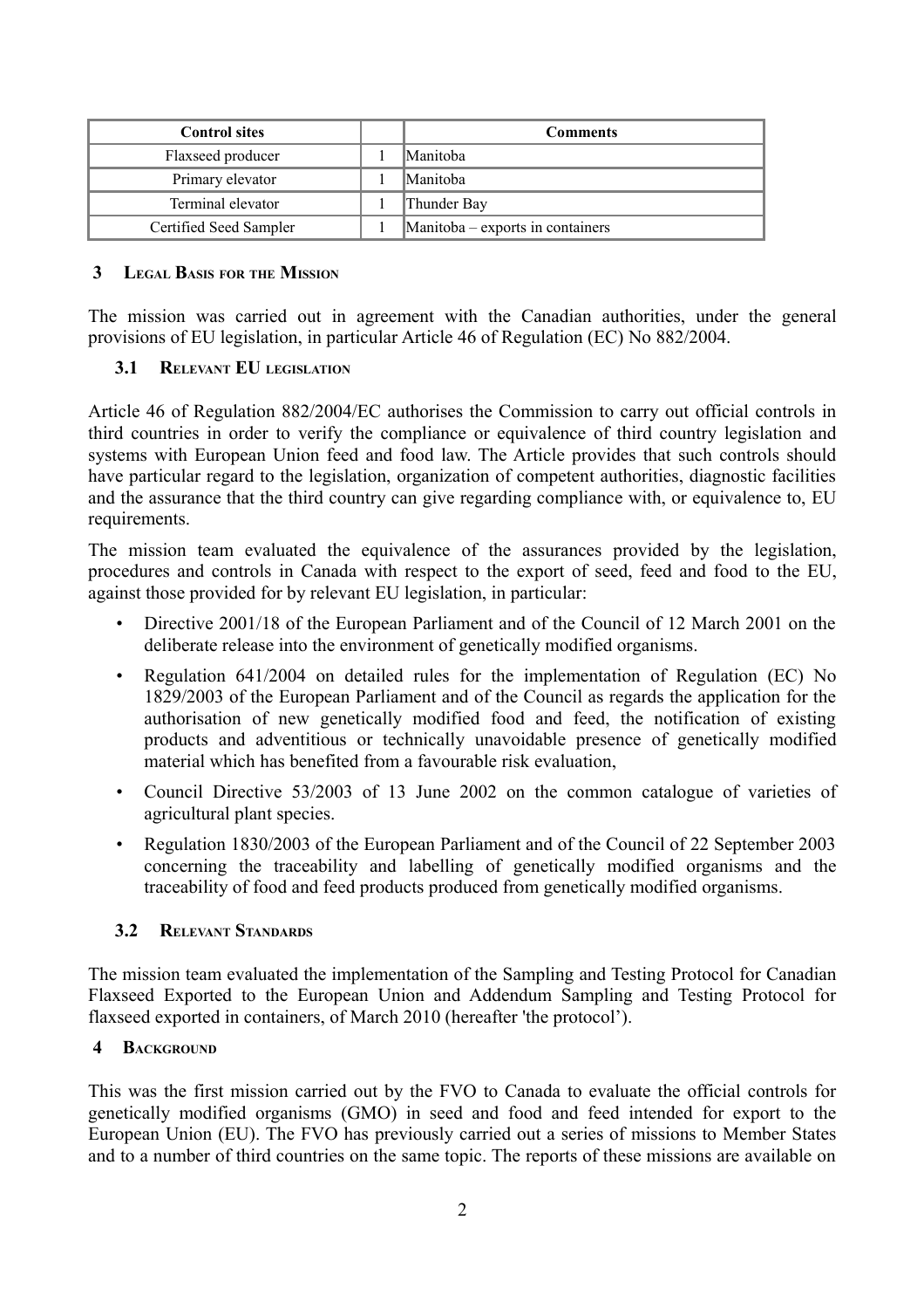| Control sites | | Comments |
| --- | --- | --- |
| Flaxseed producer | 1 | Manitoba |
| Primary elevator | 1 | Manitoba |
| Terminal elevator | 1 | Thunder Bay |
| Certified Seed Sampler | 1 | Manitoba – exports in containers |

## 3 Legal Basis for the Mission

The mission was carried out in agreement with the Canadian authorities, under the general provisions of EU legislation, in particular Article 46 of Regulation (EC) No 882/2004.

### 3.1 Relevant EU legislation

Article 46 of Regulation 882/2004/EC authorises the Commission to carry out official controls in third countries in order to verify the compliance or equivalence of third country legislation and systems with European Union feed and food law. The Article provides that such controls should have particular regard to the legislation, organization of competent authorities, diagnostic facilities and the assurance that the third country can give regarding compliance with, or equivalence to, EU requirements.

The mission team evaluated the equivalence of the assurances provided by the legislation, procedures and controls in Canada with respect to the export of seed, feed and food to the EU, against those provided for by relevant EU legislation, in particular:

- Directive 2001/18 of the European Parliament and of the Council of 12 March 2001 on the deliberate release into the environment of genetically modified organisms.
- Regulation 641/2004 on detailed rules for the implementation of Regulation (EC) No 1829/2003 of the European Parliament and of the Council as regards the application for the authorisation of new genetically modified food and feed, the notification of existing products and adventitious or technically unavoidable presence of genetically modified material which has benefited from a favourable risk evaluation,
- Council Directive 53/2003 of 13 June 2002 on the common catalogue of varieties of agricultural plant species.
- Regulation 1830/2003 of the European Parliament and of the Council of 22 September 2003 concerning the traceability and labelling of genetically modified organisms and the traceability of food and feed products produced from genetically modified organisms.

### 3.2 Relevant Standards

The mission team evaluated the implementation of the Sampling and Testing Protocol for Canadian Flaxseed Exported to the European Union and Addendum Sampling and Testing Protocol for flaxseed exported in containers, of March 2010 (hereafter 'the protocol').

## 4 Background

This was the first mission carried out by the FVO to Canada to evaluate the official controls for genetically modified organisms (GMO) in seed and food and feed intended for export to the European Union (EU). The FVO has previously carried out a series of missions to Member States and to a number of third countries on the same topic. The reports of these missions are available on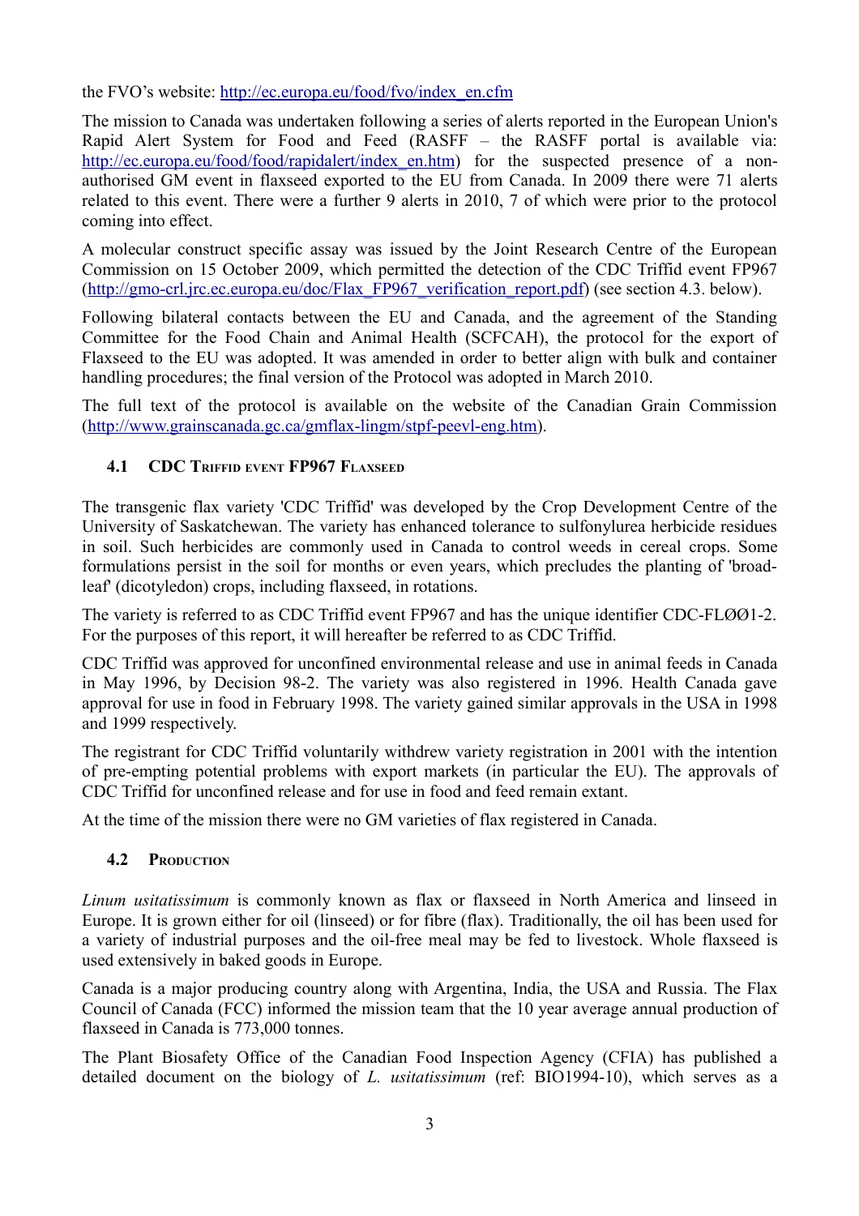the FVO's website: http://ec.europa.eu/food/fvo/index_en.cfm

The mission to Canada was undertaken following a series of alerts reported in the European Union's Rapid Alert System for Food and Feed (RASFF – the RASFF portal is available via: http://ec.europa.eu/food/food/rapidalert/index_en.htm) for the suspected presence of a non-authorised GM event in flaxseed exported to the EU from Canada. In 2009 there were 71 alerts related to this event. There were a further 9 alerts in 2010, 7 of which were prior to the protocol coming into effect.

A molecular construct specific assay was issued by the Joint Research Centre of the European Commission on 15 October 2009, which permitted the detection of the CDC Triffid event FP967 (http://gmo-crl.jrc.ec.europa.eu/doc/Flax_FP967_verification_report.pdf) (see section 4.3. below).

Following bilateral contacts between the EU and Canada, and the agreement of the Standing Committee for the Food Chain and Animal Health (SCFCAH), the protocol for the export of Flaxseed to the EU was adopted. It was amended in order to better align with bulk and container handling procedures; the final version of the Protocol was adopted in March 2010.

The full text of the protocol is available on the website of the Canadian Grain Commission (http://www.grainscanada.gc.ca/gmflax-lingm/stpf-peevl-eng.htm).

### 4.1 CDC Triffid event FP967 Flaxseed

The transgenic flax variety 'CDC Triffid' was developed by the Crop Development Centre of the University of Saskatchewan. The variety has enhanced tolerance to sulfonylurea herbicide residues in soil. Such herbicides are commonly used in Canada to control weeds in cereal crops. Some formulations persist in the soil for months or even years, which precludes the planting of 'broad-leaf' (dicotyledon) crops, including flaxseed, in rotations.

The variety is referred to as CDC Triffid event FP967 and has the unique identifier CDC-FLØØ1-2. For the purposes of this report, it will hereafter be referred to as CDC Triffid.

CDC Triffid was approved for unconfined environmental release and use in animal feeds in Canada in May 1996, by Decision 98-2. The variety was also registered in 1996. Health Canada gave approval for use in food in February 1998. The variety gained similar approvals in the USA in 1998 and 1999 respectively.

The registrant for CDC Triffid voluntarily withdrew variety registration in 2001 with the intention of pre-empting potential problems with export markets (in particular the EU). The approvals of CDC Triffid for unconfined release and for use in food and feed remain extant.

At the time of the mission there were no GM varieties of flax registered in Canada.

### 4.2 Production

*Linum usitatissimum* is commonly known as flax or flaxseed in North America and linseed in Europe. It is grown either for oil (linseed) or for fibre (flax). Traditionally, the oil has been used for a variety of industrial purposes and the oil-free meal may be fed to livestock. Whole flaxseed is used extensively in baked goods in Europe.

Canada is a major producing country along with Argentina, India, the USA and Russia. The Flax Council of Canada (FCC) informed the mission team that the 10 year average annual production of flaxseed in Canada is 773,000 tonnes.

The Plant Biosafety Office of the Canadian Food Inspection Agency (CFIA) has published a detailed document on the biology of *L. usitatissimum* (ref: BIO1994-10), which serves as a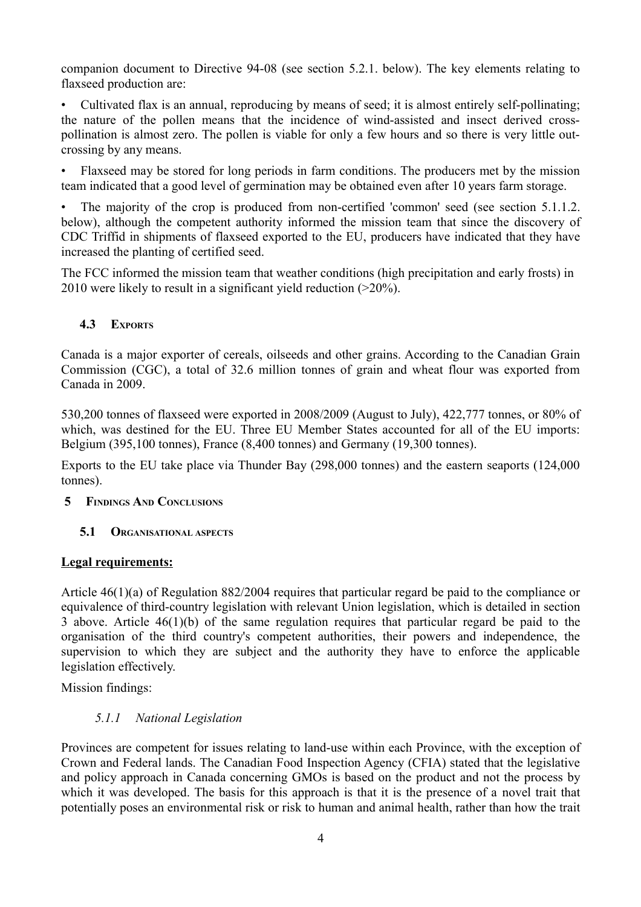companion document to Directive 94-08 (see section 5.2.1. below). The key elements relating to flaxseed production are:

- Cultivated flax is an annual, reproducing by means of seed; it is almost entirely self-pollinating; the nature of the pollen means that the incidence of wind-assisted and insect derived cross-pollination is almost zero. The pollen is viable for only a few hours and so there is very little out-crossing by any means.
- Flaxseed may be stored for long periods in farm conditions. The producers met by the mission team indicated that a good level of germination may be obtained even after 10 years farm storage.
- The majority of the crop is produced from non-certified 'common' seed (see section 5.1.1.2. below), although the competent authority informed the mission team that since the discovery of CDC Triffid in shipments of flaxseed exported to the EU, producers have indicated that they have increased the planting of certified seed.

The FCC informed the mission team that weather conditions (high precipitation and early frosts) in 2010 were likely to result in a significant yield reduction (>20%).

### 4.3 Exports

Canada is a major exporter of cereals, oilseeds and other grains. According to the Canadian Grain Commission (CGC), a total of 32.6 million tonnes of grain and wheat flour was exported from Canada in 2009.

530,200 tonnes of flaxseed were exported in 2008/2009 (August to July), 422,777 tonnes, or 80% of which, was destined for the EU. Three EU Member States accounted for all of the EU imports: Belgium (395,100 tonnes), France (8,400 tonnes) and Germany (19,300 tonnes).

Exports to the EU take place via Thunder Bay (298,000 tonnes) and the eastern seaports (124,000 tonnes).

## 5 Findings And Conclusions

### 5.1 Organisational aspects

**Legal requirements:**

Article 46(1)(a) of Regulation 882/2004 requires that particular regard be paid to the compliance or equivalence of third-country legislation with relevant Union legislation, which is detailed in section 3 above. Article 46(1)(b) of the same regulation requires that particular regard be paid to the organisation of the third country's competent authorities, their powers and independence, the supervision to which they are subject and the authority they have to enforce the applicable legislation effectively.

Mission findings:

#### *5.1.1 National Legislation*

Provinces are competent for issues relating to land-use within each Province, with the exception of Crown and Federal lands. The Canadian Food Inspection Agency (CFIA) stated that the legislative and policy approach in Canada concerning GMOs is based on the product and not the process by which it was developed. The basis for this approach is that it is the presence of a novel trait that potentially poses an environmental risk or risk to human and animal health, rather than how the trait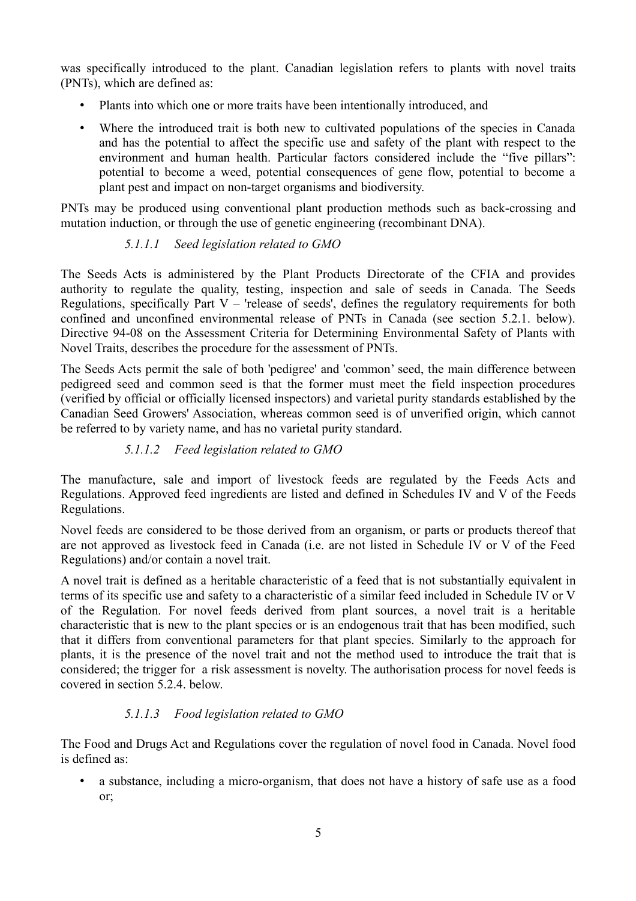was specifically introduced to the plant. Canadian legislation refers to plants with novel traits (PNTs), which are defined as:

- Plants into which one or more traits have been intentionally introduced, and
- Where the introduced trait is both new to cultivated populations of the species in Canada and has the potential to affect the specific use and safety of the plant with respect to the environment and human health. Particular factors considered include the "five pillars": potential to become a weed, potential consequences of gene flow, potential to become a plant pest and impact on non-target organisms and biodiversity.

PNTs may be produced using conventional plant production methods such as back-crossing and mutation induction, or through the use of genetic engineering (recombinant DNA).

#### *5.1.1.1 Seed legislation related to GMO*

The Seeds Acts is administered by the Plant Products Directorate of the CFIA and provides authority to regulate the quality, testing, inspection and sale of seeds in Canada. The Seeds Regulations, specifically Part V – 'release of seeds', defines the regulatory requirements for both confined and unconfined environmental release of PNTs in Canada (see section 5.2.1. below). Directive 94-08 on the Assessment Criteria for Determining Environmental Safety of Plants with Novel Traits, describes the procedure for the assessment of PNTs.

The Seeds Acts permit the sale of both 'pedigree' and 'common' seed, the main difference between pedigreed seed and common seed is that the former must meet the field inspection procedures (verified by official or officially licensed inspectors) and varietal purity standards established by the Canadian Seed Growers' Association, whereas common seed is of unverified origin, which cannot be referred to by variety name, and has no varietal purity standard.

#### *5.1.1.2 Feed legislation related to GMO*

The manufacture, sale and import of livestock feeds are regulated by the Feeds Acts and Regulations. Approved feed ingredients are listed and defined in Schedules IV and V of the Feeds Regulations.

Novel feeds are considered to be those derived from an organism, or parts or products thereof that are not approved as livestock feed in Canada (i.e. are not listed in Schedule IV or V of the Feed Regulations) and/or contain a novel trait.

A novel trait is defined as a heritable characteristic of a feed that is not substantially equivalent in terms of its specific use and safety to a characteristic of a similar feed included in Schedule IV or V of the Regulation. For novel feeds derived from plant sources, a novel trait is a heritable characteristic that is new to the plant species or is an endogenous trait that has been modified, such that it differs from conventional parameters for that plant species. Similarly to the approach for plants, it is the presence of the novel trait and not the method used to introduce the trait that is considered; the trigger for a risk assessment is novelty. The authorisation process for novel feeds is covered in section 5.2.4. below.

#### *5.1.1.3 Food legislation related to GMO*

The Food and Drugs Act and Regulations cover the regulation of novel food in Canada. Novel food is defined as:

- a substance, including a micro-organism, that does not have a history of safe use as a food or;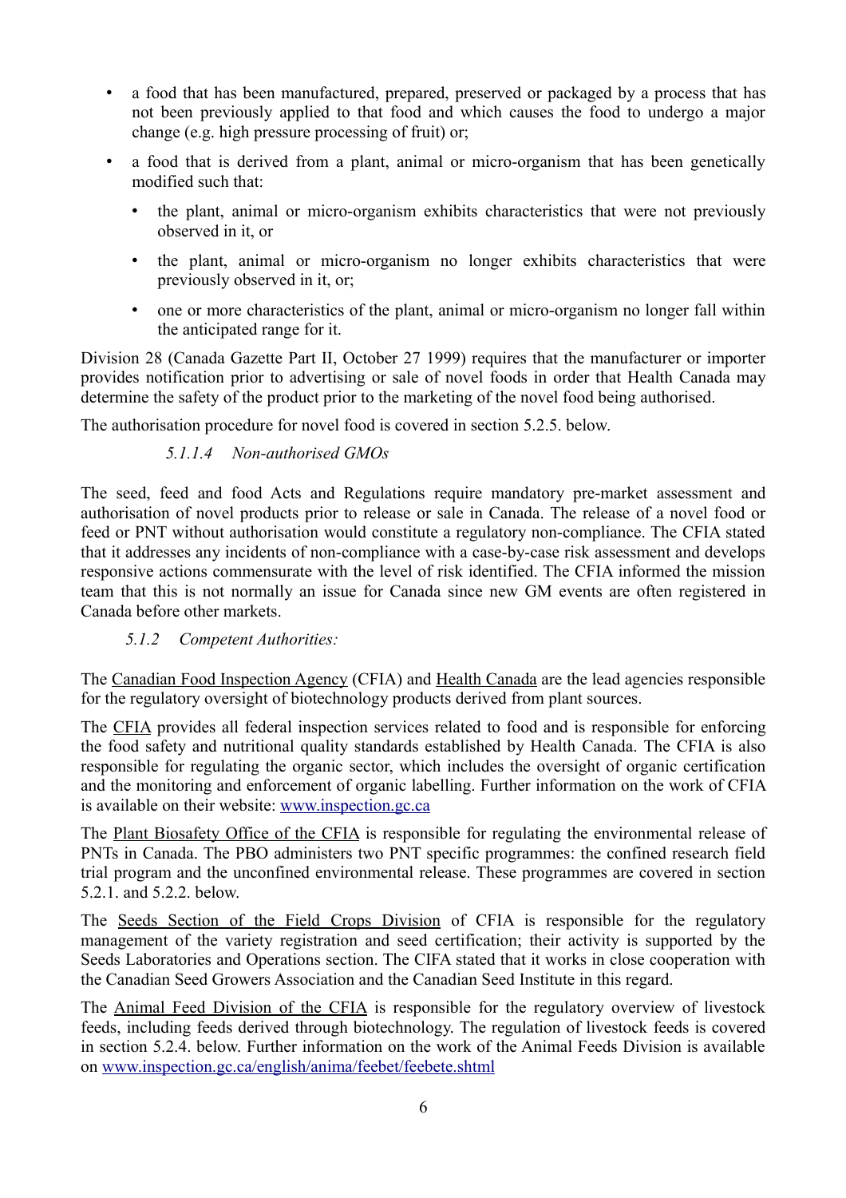- a food that has been manufactured, prepared, preserved or packaged by a process that has not been previously applied to that food and which causes the food to undergo a major change (e.g. high pressure processing of fruit) or;
- a food that is derived from a plant, animal or micro-organism that has been genetically modified such that:
  - the plant, animal or micro-organism exhibits characteristics that were not previously observed in it, or
  - the plant, animal or micro-organism no longer exhibits characteristics that were previously observed in it, or;
  - one or more characteristics of the plant, animal or micro-organism no longer fall within the anticipated range for it.

Division 28 (Canada Gazette Part II, October 27 1999) requires that the manufacturer or importer provides notification prior to advertising or sale of novel foods in order that Health Canada may determine the safety of the product prior to the marketing of the novel food being authorised.

The authorisation procedure for novel food is covered in section 5.2.5. below.

##### *5.1.1.4 Non-authorised GMOs*

The seed, feed and food Acts and Regulations require mandatory pre-market assessment and authorisation of novel products prior to release or sale in Canada. The release of a novel food or feed or PNT without authorisation would constitute a regulatory non-compliance. The CFIA stated that it addresses any incidents of non-compliance with a case-by-case risk assessment and develops responsive actions commensurate with the level of risk identified. The CFIA informed the mission team that this is not normally an issue for Canada since new GM events are often registered in Canada before other markets.

### *5.1.2 Competent Authorities:*

The Canadian Food Inspection Agency (CFIA) and Health Canada are the lead agencies responsible for the regulatory oversight of biotechnology products derived from plant sources.

The CFIA provides all federal inspection services related to food and is responsible for enforcing the food safety and nutritional quality standards established by Health Canada. The CFIA is also responsible for regulating the organic sector, which includes the oversight of organic certification and the monitoring and enforcement of organic labelling. Further information on the work of CFIA is available on their website: www.inspection.gc.ca

The Plant Biosafety Office of the CFIA is responsible for regulating the environmental release of PNTs in Canada. The PBO administers two PNT specific programmes: the confined research field trial program and the unconfined environmental release. These programmes are covered in section 5.2.1. and 5.2.2. below.

The Seeds Section of the Field Crops Division of CFIA is responsible for the regulatory management of the variety registration and seed certification; their activity is supported by the Seeds Laboratories and Operations section. The CIFA stated that it works in close cooperation with the Canadian Seed Growers Association and the Canadian Seed Institute in this regard.

The Animal Feed Division of the CFIA is responsible for the regulatory overview of livestock feeds, including feeds derived through biotechnology. The regulation of livestock feeds is covered in section 5.2.4. below. Further information on the work of the Animal Feeds Division is available on www.inspection.gc.ca/english/anima/feebet/feebete.shtml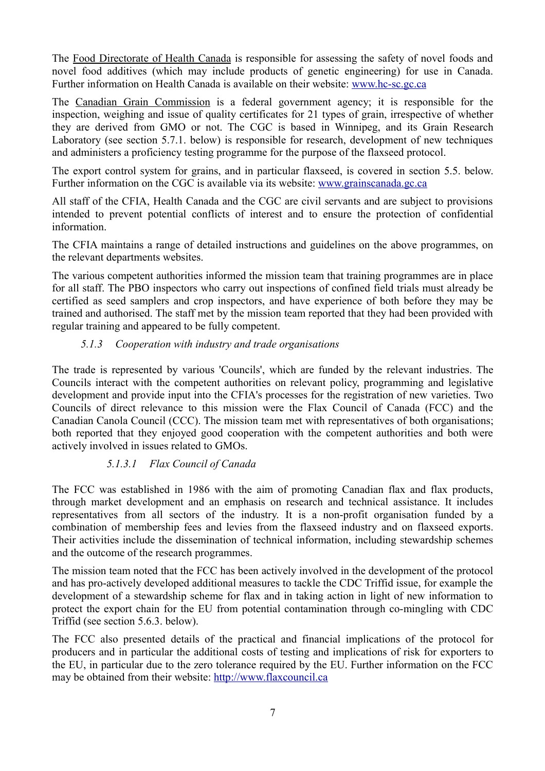The Food Directorate of Health Canada is responsible for assessing the safety of novel foods and novel food additives (which may include products of genetic engineering) for use in Canada. Further information on Health Canada is available on their website: www.hc-sc.gc.ca

The Canadian Grain Commission is a federal government agency; it is responsible for the inspection, weighing and issue of quality certificates for 21 types of grain, irrespective of whether they are derived from GMO or not. The CGC is based in Winnipeg, and its Grain Research Laboratory (see section 5.7.1. below) is responsible for research, development of new techniques and administers a proficiency testing programme for the purpose of the flaxseed protocol.

The export control system for grains, and in particular flaxseed, is covered in section 5.5. below. Further information on the CGC is available via its website: www.grainscanada.gc.ca

All staff of the CFIA, Health Canada and the CGC are civil servants and are subject to provisions intended to prevent potential conflicts of interest and to ensure the protection of confidential information.

The CFIA maintains a range of detailed instructions and guidelines on the above programmes, on the relevant departments websites.

The various competent authorities informed the mission team that training programmes are in place for all staff. The PBO inspectors who carry out inspections of confined field trials must already be certified as seed samplers and crop inspectors, and have experience of both before they may be trained and authorised. The staff met by the mission team reported that they had been provided with regular training and appeared to be fully competent.

### *5.1.3 Cooperation with industry and trade organisations*

The trade is represented by various 'Councils', which are funded by the relevant industries. The Councils interact with the competent authorities on relevant policy, programming and legislative development and provide input into the CFIA's processes for the registration of new varieties. Two Councils of direct relevance to this mission were the Flax Council of Canada (FCC) and the Canadian Canola Council (CCC). The mission team met with representatives of both organisations; both reported that they enjoyed good cooperation with the competent authorities and both were actively involved in issues related to GMOs.

#### *5.1.3.1 Flax Council of Canada*

The FCC was established in 1986 with the aim of promoting Canadian flax and flax products, through market development and an emphasis on research and technical assistance. It includes representatives from all sectors of the industry. It is a non-profit organisation funded by a combination of membership fees and levies from the flaxseed industry and on flaxseed exports. Their activities include the dissemination of technical information, including stewardship schemes and the outcome of the research programmes.

The mission team noted that the FCC has been actively involved in the development of the protocol and has pro-actively developed additional measures to tackle the CDC Triffid issue, for example the development of a stewardship scheme for flax and in taking action in light of new information to protect the export chain for the EU from potential contamination through co-mingling with CDC Triffid (see section 5.6.3. below).

The FCC also presented details of the practical and financial implications of the protocol for producers and in particular the additional costs of testing and implications of risk for exporters to the EU, in particular due to the zero tolerance required by the EU. Further information on the FCC may be obtained from their website: http://www.flaxcouncil.ca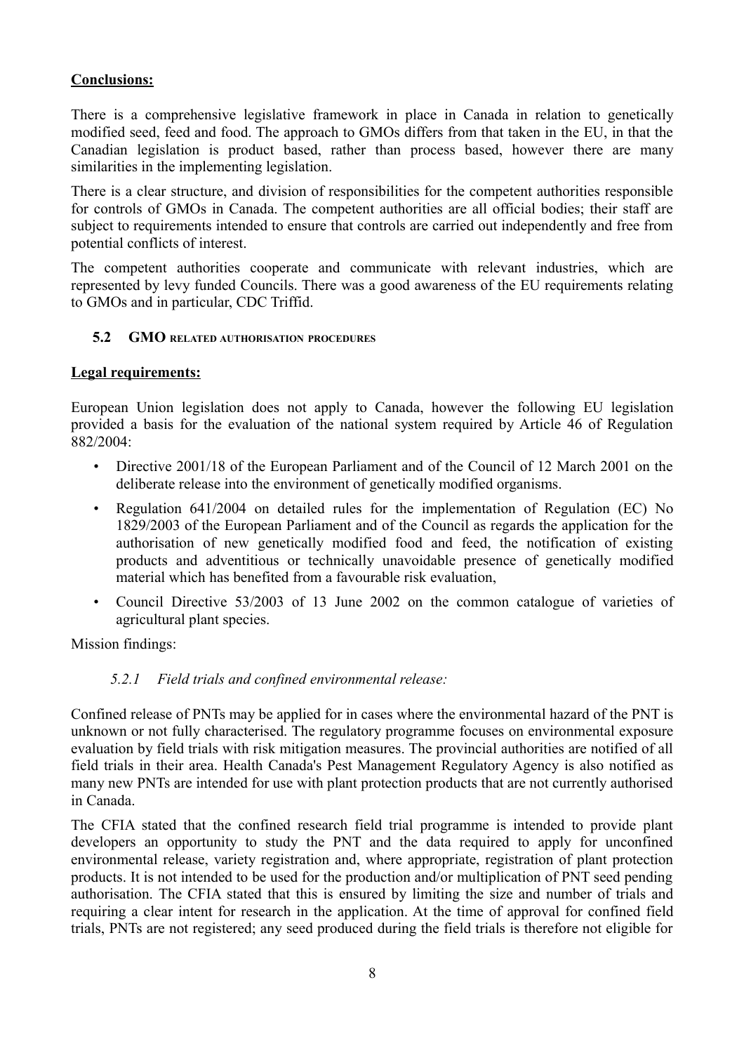**Conclusions:**

There is a comprehensive legislative framework in place in Canada in relation to genetically modified seed, feed and food. The approach to GMOs differs from that taken in the EU, in that the Canadian legislation is product based, rather than process based, however there are many similarities in the implementing legislation.

There is a clear structure, and division of responsibilities for the competent authorities responsible for controls of GMOs in Canada. The competent authorities are all official bodies; their staff are subject to requirements intended to ensure that controls are carried out independently and free from potential conflicts of interest.

The competent authorities cooperate and communicate with relevant industries, which are represented by levy funded Councils. There was a good awareness of the EU requirements relating to GMOs and in particular, CDC Triffid.

### 5.2 GMO RELATED AUTHORISATION PROCEDURES

**Legal requirements:**

European Union legislation does not apply to Canada, however the following EU legislation provided a basis for the evaluation of the national system required by Article 46 of Regulation 882/2004:

- Directive 2001/18 of the European Parliament and of the Council of 12 March 2001 on the deliberate release into the environment of genetically modified organisms.
- Regulation 641/2004 on detailed rules for the implementation of Regulation (EC) No 1829/2003 of the European Parliament and of the Council as regards the application for the authorisation of new genetically modified food and feed, the notification of existing products and adventitious or technically unavoidable presence of genetically modified material which has benefited from a favourable risk evaluation,
- Council Directive 53/2003 of 13 June 2002 on the common catalogue of varieties of agricultural plant species.

Mission findings:

#### *5.2.1 Field trials and confined environmental release:*

Confined release of PNTs may be applied for in cases where the environmental hazard of the PNT is unknown or not fully characterised. The regulatory programme focuses on environmental exposure evaluation by field trials with risk mitigation measures. The provincial authorities are notified of all field trials in their area. Health Canada's Pest Management Regulatory Agency is also notified as many new PNTs are intended for use with plant protection products that are not currently authorised in Canada.

The CFIA stated that the confined research field trial programme is intended to provide plant developers an opportunity to study the PNT and the data required to apply for unconfined environmental release, variety registration and, where appropriate, registration of plant protection products. It is not intended to be used for the production and/or multiplication of PNT seed pending authorisation. The CFIA stated that this is ensured by limiting the size and number of trials and requiring a clear intent for research in the application. At the time of approval for confined field trials, PNTs are not registered; any seed produced during the field trials is therefore not eligible for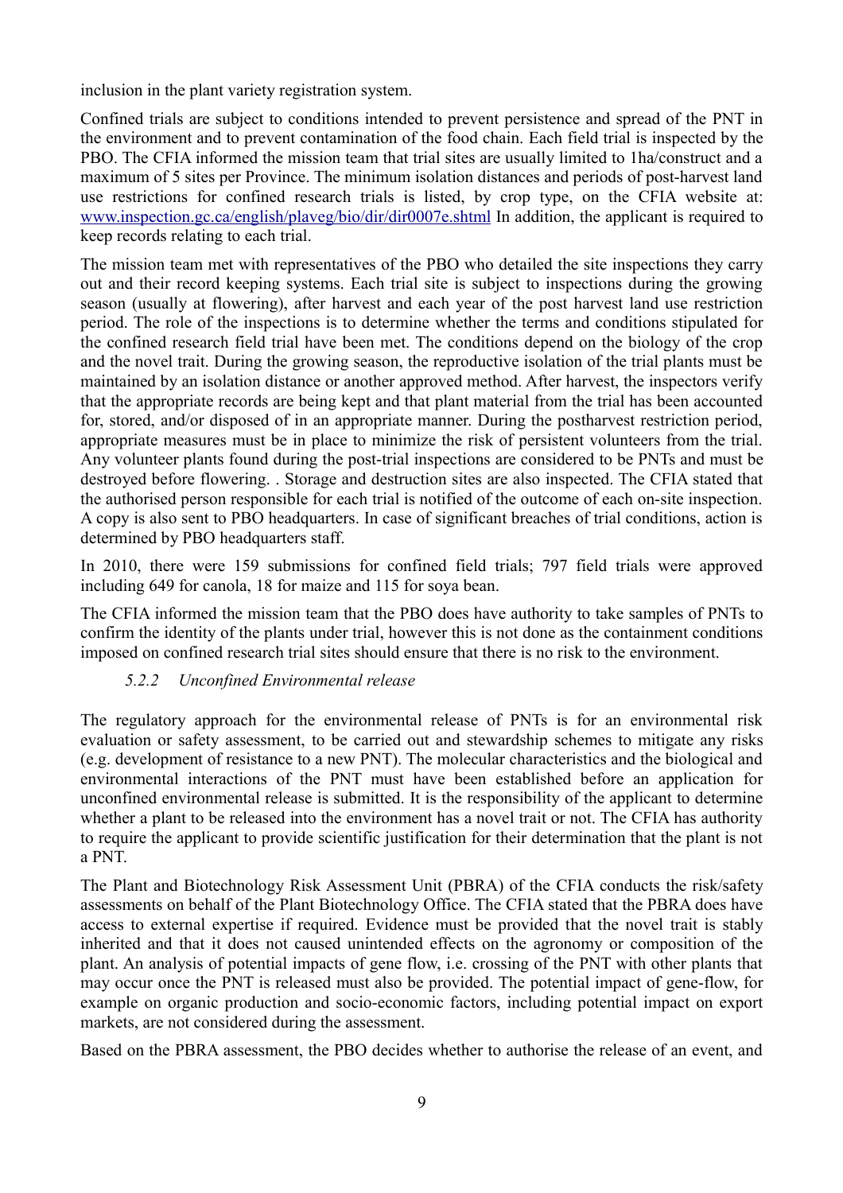inclusion in the plant variety registration system.

Confined trials are subject to conditions intended to prevent persistence and spread of the PNT in the environment and to prevent contamination of the food chain. Each field trial is inspected by the PBO. The CFIA informed the mission team that trial sites are usually limited to 1ha/construct and a maximum of 5 sites per Province. The minimum isolation distances and periods of post-harvest land use restrictions for confined research trials is listed, by crop type, on the CFIA website at: www.inspection.gc.ca/english/plaveg/bio/dir/dir0007e.shtml In addition, the applicant is required to keep records relating to each trial.

The mission team met with representatives of the PBO who detailed the site inspections they carry out and their record keeping systems. Each trial site is subject to inspections during the growing season (usually at flowering), after harvest and each year of the post harvest land use restriction period. The role of the inspections is to determine whether the terms and conditions stipulated for the confined research field trial have been met. The conditions depend on the biology of the crop and the novel trait. During the growing season, the reproductive isolation of the trial plants must be maintained by an isolation distance or another approved method. After harvest, the inspectors verify that the appropriate records are being kept and that plant material from the trial has been accounted for, stored, and/or disposed of in an appropriate manner. During the postharvest restriction period, appropriate measures must be in place to minimize the risk of persistent volunteers from the trial. Any volunteer plants found during the post-trial inspections are considered to be PNTs and must be destroyed before flowering. . Storage and destruction sites are also inspected. The CFIA stated that the authorised person responsible for each trial is notified of the outcome of each on-site inspection. A copy is also sent to PBO headquarters. In case of significant breaches of trial conditions, action is determined by PBO headquarters staff.

In 2010, there were 159 submissions for confined field trials; 797 field trials were approved including 649 for canola, 18 for maize and 115 for soya bean.

The CFIA informed the mission team that the PBO does have authority to take samples of PNTs to confirm the identity of the plants under trial, however this is not done as the containment conditions imposed on confined research trial sites should ensure that there is no risk to the environment.

#### *5.2.2 Unconfined Environmental release*

The regulatory approach for the environmental release of PNTs is for an environmental risk evaluation or safety assessment, to be carried out and stewardship schemes to mitigate any risks (e.g. development of resistance to a new PNT). The molecular characteristics and the biological and environmental interactions of the PNT must have been established before an application for unconfined environmental release is submitted. It is the responsibility of the applicant to determine whether a plant to be released into the environment has a novel trait or not. The CFIA has authority to require the applicant to provide scientific justification for their determination that the plant is not a PNT.

The Plant and Biotechnology Risk Assessment Unit (PBRA) of the CFIA conducts the risk/safety assessments on behalf of the Plant Biotechnology Office. The CFIA stated that the PBRA does have access to external expertise if required. Evidence must be provided that the novel trait is stably inherited and that it does not caused unintended effects on the agronomy or composition of the plant. An analysis of potential impacts of gene flow, i.e. crossing of the PNT with other plants that may occur once the PNT is released must also be provided. The potential impact of gene-flow, for example on organic production and socio-economic factors, including potential impact on export markets, are not considered during the assessment.

Based on the PBRA assessment, the PBO decides whether to authorise the release of an event, and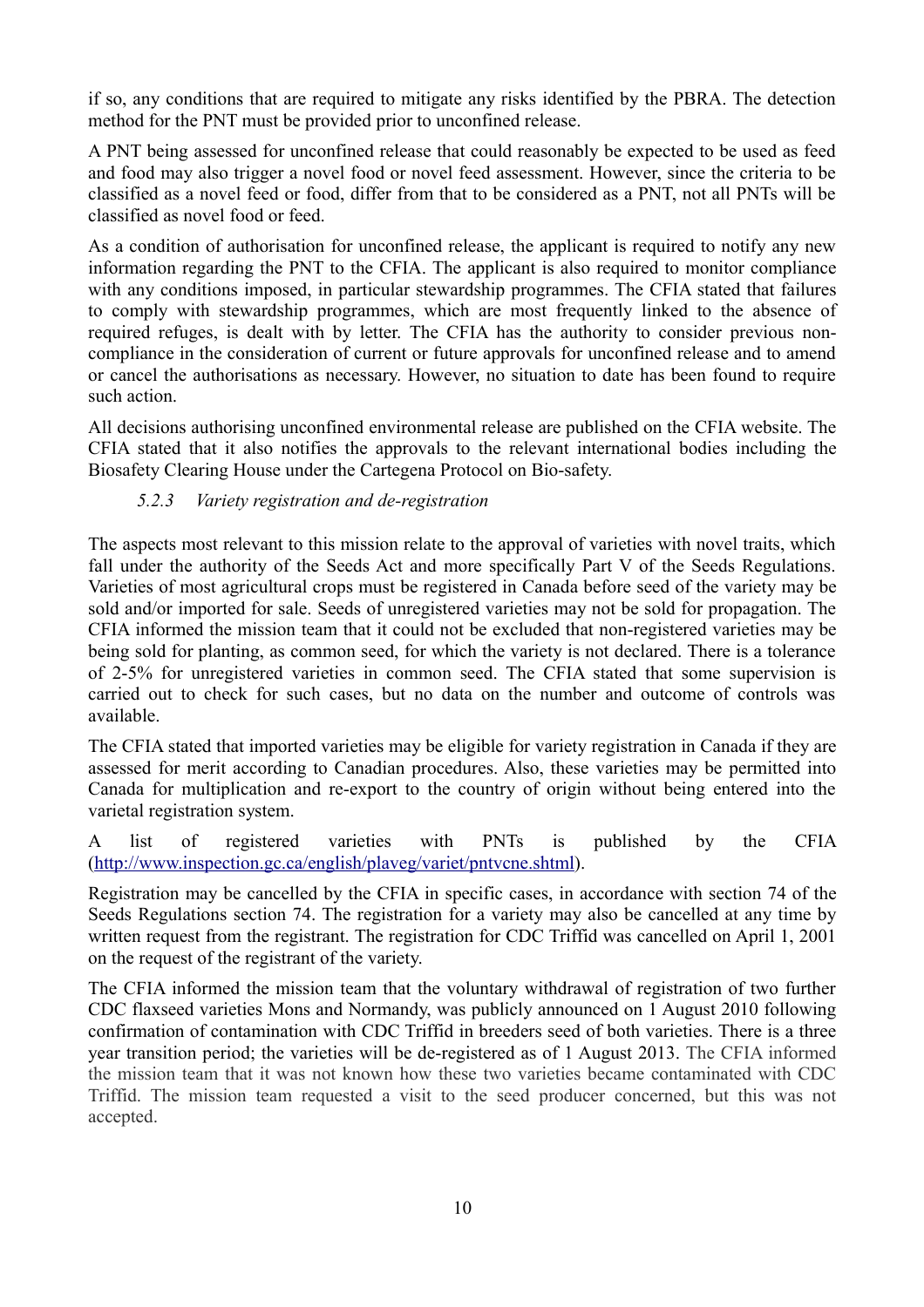if so, any conditions that are required to mitigate any risks identified by the PBRA. The detection method for the PNT must be provided prior to unconfined release.

A PNT being assessed for unconfined release that could reasonably be expected to be used as feed and food may also trigger a novel food or novel feed assessment. However, since the criteria to be classified as a novel feed or food, differ from that to be considered as a PNT, not all PNTs will be classified as novel food or feed.

As a condition of authorisation for unconfined release, the applicant is required to notify any new information regarding the PNT to the CFIA. The applicant is also required to monitor compliance with any conditions imposed, in particular stewardship programmes. The CFIA stated that failures to comply with stewardship programmes, which are most frequently linked to the absence of required refuges, is dealt with by letter. The CFIA has the authority to consider previous non-compliance in the consideration of current or future approvals for unconfined release and to amend or cancel the authorisations as necessary. However, no situation to date has been found to require such action.

All decisions authorising unconfined environmental release are published on the CFIA website. The CFIA stated that it also notifies the approvals to the relevant international bodies including the Biosafety Clearing House under the Cartegena Protocol on Bio-safety.

#### *5.2.3 Variety registration and de-registration*

The aspects most relevant to this mission relate to the approval of varieties with novel traits, which fall under the authority of the Seeds Act and more specifically Part V of the Seeds Regulations. Varieties of most agricultural crops must be registered in Canada before seed of the variety may be sold and/or imported for sale. Seeds of unregistered varieties may not be sold for propagation. The CFIA informed the mission team that it could not be excluded that non-registered varieties may be being sold for planting, as common seed, for which the variety is not declared. There is a tolerance of 2-5% for unregistered varieties in common seed. The CFIA stated that some supervision is carried out to check for such cases, but no data on the number and outcome of controls was available.

The CFIA stated that imported varieties may be eligible for variety registration in Canada if they are assessed for merit according to Canadian procedures. Also, these varieties may be permitted into Canada for multiplication and re-export to the country of origin without being entered into the varietal registration system.

A list of registered varieties with PNTs is published by the CFIA (http://www.inspection.gc.ca/english/plaveg/variet/pntvcne.shtml).

Registration may be cancelled by the CFIA in specific cases, in accordance with section 74 of the Seeds Regulations section 74. The registration for a variety may also be cancelled at any time by written request from the registrant. The registration for CDC Triffid was cancelled on April 1, 2001 on the request of the registrant of the variety.

The CFIA informed the mission team that the voluntary withdrawal of registration of two further CDC flaxseed varieties Mons and Normandy, was publicly announced on 1 August 2010 following confirmation of contamination with CDC Triffid in breeders seed of both varieties. There is a three year transition period; the varieties will be de-registered as of 1 August 2013. The CFIA informed the mission team that it was not known how these two varieties became contaminated with CDC Triffid. The mission team requested a visit to the seed producer concerned, but this was not accepted.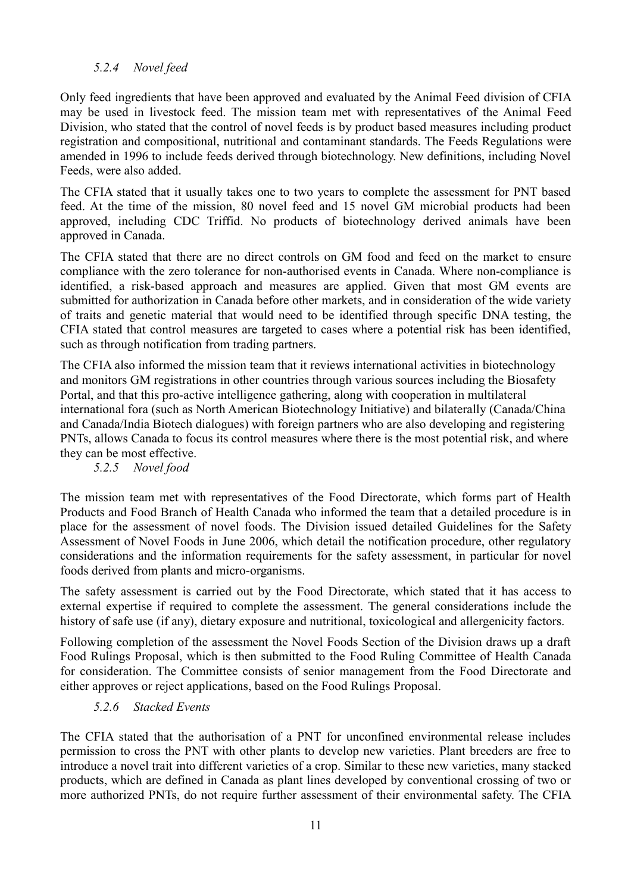#### *5.2.4 Novel feed*

Only feed ingredients that have been approved and evaluated by the Animal Feed division of CFIA may be used in livestock feed. The mission team met with representatives of the Animal Feed Division, who stated that the control of novel feeds is by product based measures including product registration and compositional, nutritional and contaminant standards. The Feeds Regulations were amended in 1996 to include feeds derived through biotechnology. New definitions, including Novel Feeds, were also added.

The CFIA stated that it usually takes one to two years to complete the assessment for PNT based feed. At the time of the mission, 80 novel feed and 15 novel GM microbial products had been approved, including CDC Triffid. No products of biotechnology derived animals have been approved in Canada.

The CFIA stated that there are no direct controls on GM food and feed on the market to ensure compliance with the zero tolerance for non-authorised events in Canada. Where non-compliance is identified, a risk-based approach and measures are applied. Given that most GM events are submitted for authorization in Canada before other markets, and in consideration of the wide variety of traits and genetic material that would need to be identified through specific DNA testing, the CFIA stated that control measures are targeted to cases where a potential risk has been identified, such as through notification from trading partners.

The CFIA also informed the mission team that it reviews international activities in biotechnology and monitors GM registrations in other countries through various sources including the Biosafety Portal, and that this pro-active intelligence gathering, along with cooperation in multilateral international fora (such as North American Biotechnology Initiative) and bilaterally (Canada/China and Canada/India Biotech dialogues) with foreign partners who are also developing and registering PNTs, allows Canada to focus its control measures where there is the most potential risk, and where they can be most effective.

#### *5.2.5 Novel food*

The mission team met with representatives of the Food Directorate, which forms part of Health Products and Food Branch of Health Canada who informed the team that a detailed procedure is in place for the assessment of novel foods. The Division issued detailed Guidelines for the Safety Assessment of Novel Foods in June 2006, which detail the notification procedure, other regulatory considerations and the information requirements for the safety assessment, in particular for novel foods derived from plants and micro-organisms.

The safety assessment is carried out by the Food Directorate, which stated that it has access to external expertise if required to complete the assessment. The general considerations include the history of safe use (if any), dietary exposure and nutritional, toxicological and allergenicity factors.

Following completion of the assessment the Novel Foods Section of the Division draws up a draft Food Rulings Proposal, which is then submitted to the Food Ruling Committee of Health Canada for consideration. The Committee consists of senior management from the Food Directorate and either approves or reject applications, based on the Food Rulings Proposal.

#### *5.2.6 Stacked Events*

The CFIA stated that the authorisation of a PNT for unconfined environmental release includes permission to cross the PNT with other plants to develop new varieties. Plant breeders are free to introduce a novel trait into different varieties of a crop. Similar to these new varieties, many stacked products, which are defined in Canada as plant lines developed by conventional crossing of two or more authorized PNTs, do not require further assessment of their environmental safety. The CFIA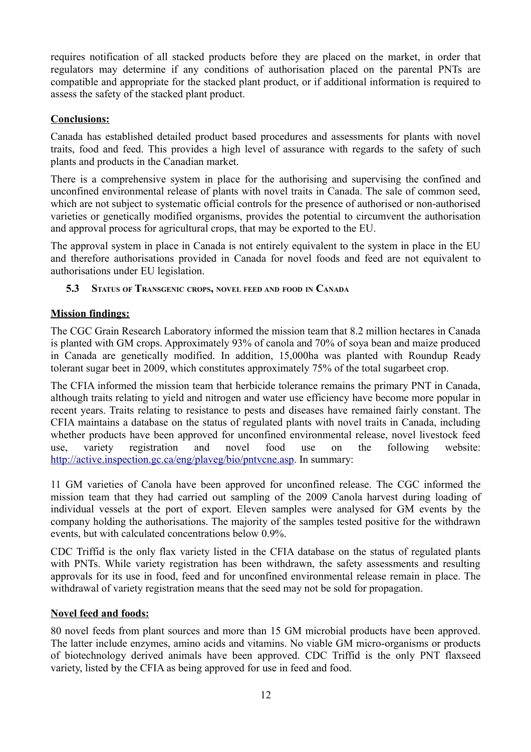requires notification of all stacked products before they are placed on the market, in order that regulators may determine if any conditions of authorisation placed on the parental PNTs are compatible and appropriate for the stacked plant product, or if additional information is required to assess the safety of the stacked plant product.

**Conclusions:**

Canada has established detailed product based procedures and assessments for plants with novel traits, food and feed. This provides a high level of assurance with regards to the safety of such plants and products in the Canadian market.

There is a comprehensive system in place for the authorising and supervising the confined and unconfined environmental release of plants with novel traits in Canada. The sale of common seed, which are not subject to systematic official controls for the presence of authorised or non-authorised varieties or genetically modified organisms, provides the potential to circumvent the authorisation and approval process for agricultural crops, that may be exported to the EU.

The approval system in place in Canada is not entirely equivalent to the system in place in the EU and therefore authorisations provided in Canada for novel foods and feed are not equivalent to authorisations under EU legislation.

### 5.3 Status of Transgenic crops, novel feed and food in Canada

**Mission findings:**

The CGC Grain Research Laboratory informed the mission team that 8.2 million hectares in Canada is planted with GM crops. Approximately 93% of canola and 70% of soya bean and maize produced in Canada are genetically modified. In addition, 15,000ha was planted with Roundup Ready tolerant sugar beet in 2009, which constitutes approximately 75% of the total sugarbeet crop.

The CFIA informed the mission team that herbicide tolerance remains the primary PNT in Canada, although traits relating to yield and nitrogen and water use efficiency have become more popular in recent years. Traits relating to resistance to pests and diseases have remained fairly constant. The CFIA maintains a database on the status of regulated plants with novel traits in Canada, including whether products have been approved for unconfined environmental release, novel livestock feed use, variety registration and novel food use on the following website: http://active.inspection.gc.ca/eng/plaveg/bio/pntvcne.asp. In summary:

11 GM varieties of Canola have been approved for unconfined release. The CGC informed the mission team that they had carried out sampling of the 2009 Canola harvest during loading of individual vessels at the port of export. Eleven samples were analysed for GM events by the company holding the authorisations. The majority of the samples tested positive for the withdrawn events, but with calculated concentrations below 0.9%.

CDC Triffid is the only flax variety listed in the CFIA database on the status of regulated plants with PNTs. While variety registration has been withdrawn, the safety assessments and resulting approvals for its use in food, feed and for unconfined environmental release remain in place. The withdrawal of variety registration means that the seed may not be sold for propagation.

**Novel feed and foods:**

80 novel feeds from plant sources and more than 15 GM microbial products have been approved. The latter include enzymes, amino acids and vitamins. No viable GM micro-organisms or products of biotechnology derived animals have been approved. CDC Triffid is the only PNT flaxseed variety, listed by the CFIA as being approved for use in feed and food.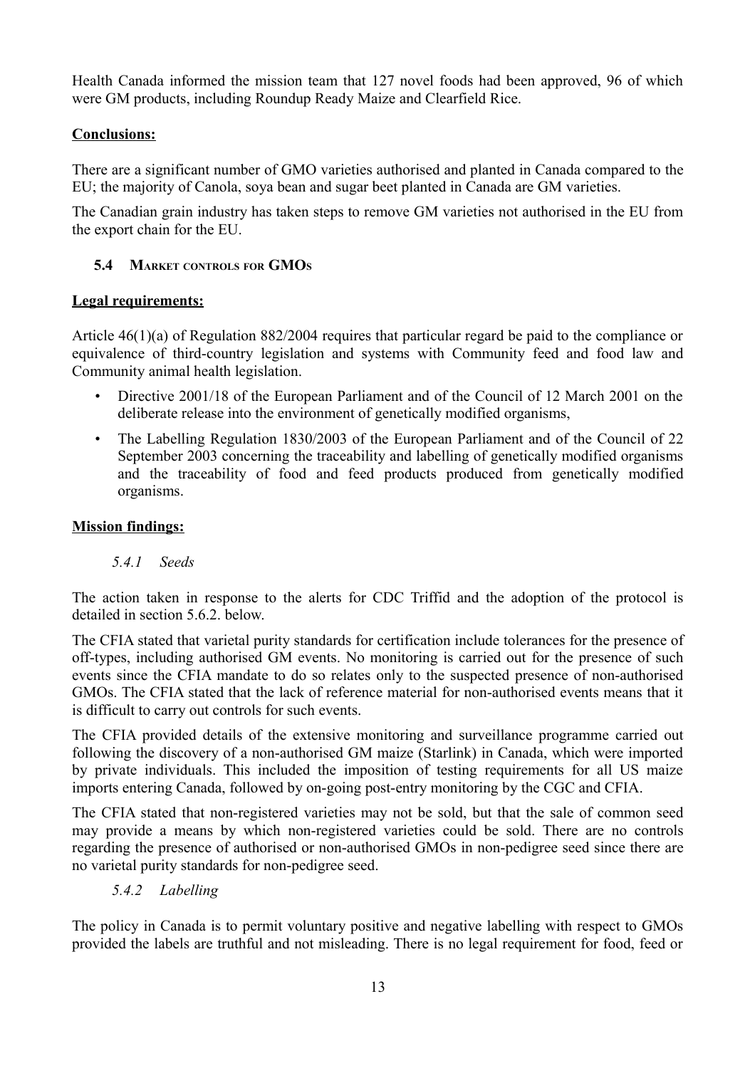Health Canada informed the mission team that 127 novel foods had been approved, 96 of which were GM products, including Roundup Ready Maize and Clearfield Rice.

**Conclusions:**

There are a significant number of GMO varieties authorised and planted in Canada compared to the EU; the majority of Canola, soya bean and sugar beet planted in Canada are GM varieties.

The Canadian grain industry has taken steps to remove GM varieties not authorised in the EU from the export chain for the EU.

### 5.4 Market controls for GMOs

**Legal requirements:**

Article 46(1)(a) of Regulation 882/2004 requires that particular regard be paid to the compliance or equivalence of third-country legislation and systems with Community feed and food law and Community animal health legislation.

- Directive 2001/18 of the European Parliament and of the Council of 12 March 2001 on the deliberate release into the environment of genetically modified organisms,
- The Labelling Regulation 1830/2003 of the European Parliament and of the Council of 22 September 2003 concerning the traceability and labelling of genetically modified organisms and the traceability of food and feed products produced from genetically modified organisms.

**Mission findings:**

#### *5.4.1 Seeds*

The action taken in response to the alerts for CDC Triffid and the adoption of the protocol is detailed in section 5.6.2. below.

The CFIA stated that varietal purity standards for certification include tolerances for the presence of off-types, including authorised GM events. No monitoring is carried out for the presence of such events since the CFIA mandate to do so relates only to the suspected presence of non-authorised GMOs. The CFIA stated that the lack of reference material for non-authorised events means that it is difficult to carry out controls for such events.

The CFIA provided details of the extensive monitoring and surveillance programme carried out following the discovery of a non-authorised GM maize (Starlink) in Canada, which were imported by private individuals. This included the imposition of testing requirements for all US maize imports entering Canada, followed by on-going post-entry monitoring by the CGC and CFIA.

The CFIA stated that non-registered varieties may not be sold, but that the sale of common seed may provide a means by which non-registered varieties could be sold. There are no controls regarding the presence of authorised or non-authorised GMOs in non-pedigree seed since there are no varietal purity standards for non-pedigree seed.

#### *5.4.2 Labelling*

The policy in Canada is to permit voluntary positive and negative labelling with respect to GMOs provided the labels are truthful and not misleading. There is no legal requirement for food, feed or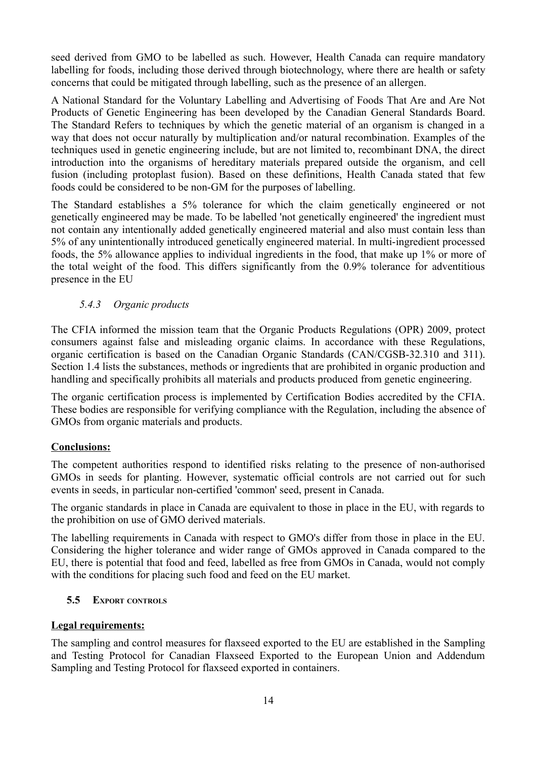seed derived from GMO to be labelled as such. However, Health Canada can require mandatory labelling for foods, including those derived through biotechnology, where there are health or safety concerns that could be mitigated through labelling, such as the presence of an allergen.

A National Standard for the Voluntary Labelling and Advertising of Foods That Are and Are Not Products of Genetic Engineering has been developed by the Canadian General Standards Board. The Standard Refers to techniques by which the genetic material of an organism is changed in a way that does not occur naturally by multiplication and/or natural recombination. Examples of the techniques used in genetic engineering include, but are not limited to, recombinant DNA, the direct introduction into the organisms of hereditary materials prepared outside the organism, and cell fusion (including protoplast fusion). Based on these definitions, Health Canada stated that few foods could be considered to be non-GM for the purposes of labelling.

The Standard establishes a 5% tolerance for which the claim genetically engineered or not genetically engineered may be made. To be labelled 'not genetically engineered' the ingredient must not contain any intentionally added genetically engineered material and also must contain less than 5% of any unintentionally introduced genetically engineered material. In multi-ingredient processed foods, the 5% allowance applies to individual ingredients in the food, that make up 1% or more of the total weight of the food. This differs significantly from the 0.9% tolerance for adventitious presence in the EU

#### *5.4.3 Organic products*

The CFIA informed the mission team that the Organic Products Regulations (OPR) 2009, protect consumers against false and misleading organic claims. In accordance with these Regulations, organic certification is based on the Canadian Organic Standards (CAN/CGSB-32.310 and 311). Section 1.4 lists the substances, methods or ingredients that are prohibited in organic production and handling and specifically prohibits all materials and products produced from genetic engineering.

The organic certification process is implemented by Certification Bodies accredited by the CFIA. These bodies are responsible for verifying compliance with the Regulation, including the absence of GMOs from organic materials and products.

**Conclusions:**

The competent authorities respond to identified risks relating to the presence of non-authorised GMOs in seeds for planting. However, systematic official controls are not carried out for such events in seeds, in particular non-certified 'common' seed, present in Canada.

The organic standards in place in Canada are equivalent to those in place in the EU, with regards to the prohibition on use of GMO derived materials.

The labelling requirements in Canada with respect to GMO's differ from those in place in the EU. Considering the higher tolerance and wider range of GMOs approved in Canada compared to the EU, there is potential that food and feed, labelled as free from GMOs in Canada, would not comply with the conditions for placing such food and feed on the EU market.

### 5.5 Export controls

**Legal requirements:**

The sampling and control measures for flaxseed exported to the EU are established in the Sampling and Testing Protocol for Canadian Flaxseed Exported to the European Union and Addendum Sampling and Testing Protocol for flaxseed exported in containers.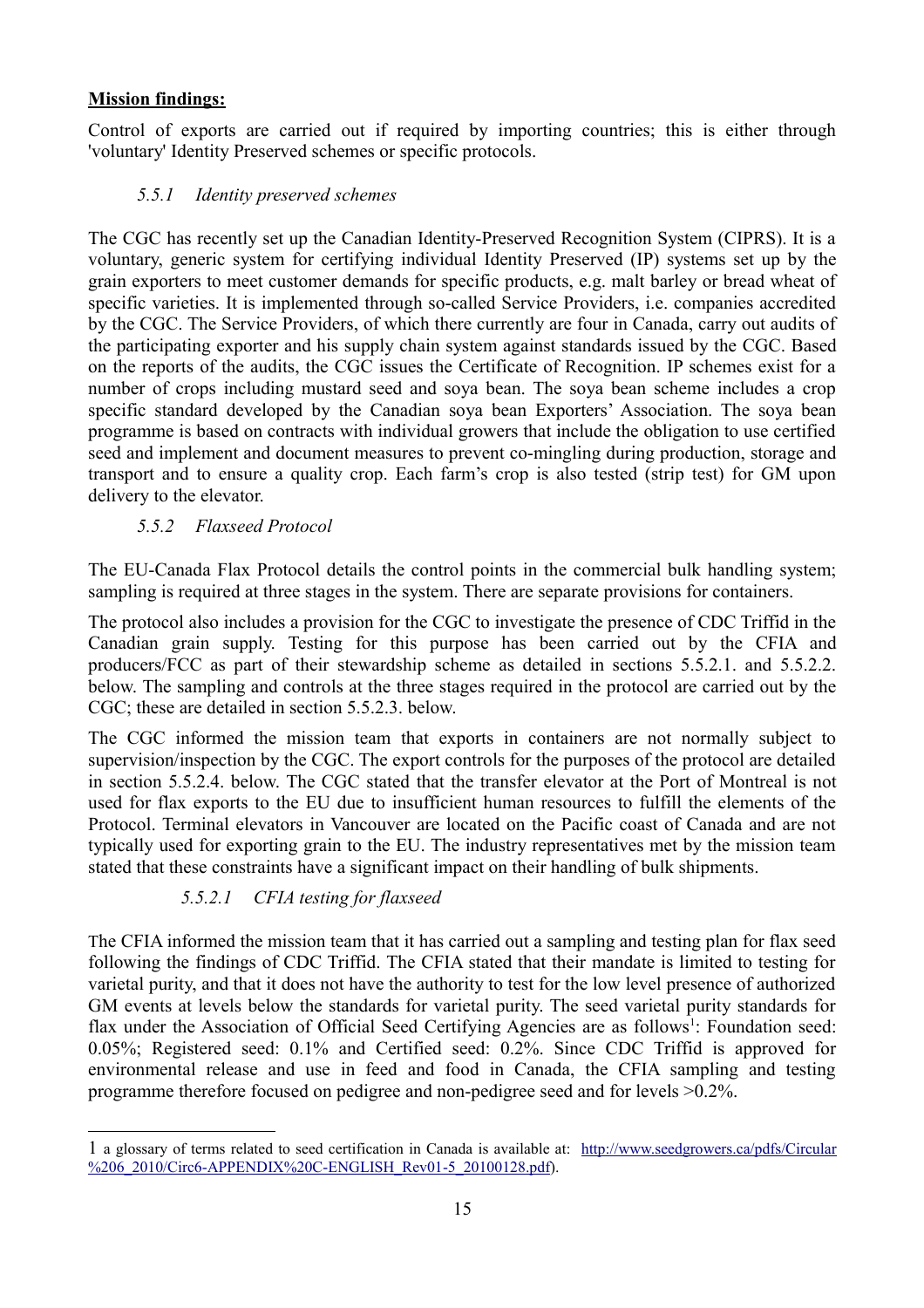**Mission findings:**

Control of exports are carried out if required by importing countries; this is either through 'voluntary' Identity Preserved schemes or specific protocols.

### *5.5.1 Identity preserved schemes*

The CGC has recently set up the Canadian Identity-Preserved Recognition System (CIPRS). It is a voluntary, generic system for certifying individual Identity Preserved (IP) systems set up by the grain exporters to meet customer demands for specific products, e.g. malt barley or bread wheat of specific varieties. It is implemented through so-called Service Providers, i.e. companies accredited by the CGC. The Service Providers, of which there currently are four in Canada, carry out audits of the participating exporter and his supply chain system against standards issued by the CGC. Based on the reports of the audits, the CGC issues the Certificate of Recognition. IP schemes exist for a number of crops including mustard seed and soya bean. The soya bean scheme includes a crop specific standard developed by the Canadian soya bean Exporters' Association. The soya bean programme is based on contracts with individual growers that include the obligation to use certified seed and implement and document measures to prevent co-mingling during production, storage and transport and to ensure a quality crop. Each farm's crop is also tested (strip test) for GM upon delivery to the elevator.

### *5.5.2 Flaxseed Protocol*

The EU-Canada Flax Protocol details the control points in the commercial bulk handling system; sampling is required at three stages in the system. There are separate provisions for containers.

The protocol also includes a provision for the CGC to investigate the presence of CDC Triffid in the Canadian grain supply. Testing for this purpose has been carried out by the CFIA and producers/FCC as part of their stewardship scheme as detailed in sections 5.5.2.1. and 5.5.2.2. below. The sampling and controls at the three stages required in the protocol are carried out by the CGC; these are detailed in section 5.5.2.3. below.

The CGC informed the mission team that exports in containers are not normally subject to supervision/inspection by the CGC. The export controls for the purposes of the protocol are detailed in section 5.5.2.4. below. The CGC stated that the transfer elevator at the Port of Montreal is not used for flax exports to the EU due to insufficient human resources to fulfill the elements of the Protocol. Terminal elevators in Vancouver are located on the Pacific coast of Canada and are not typically used for exporting grain to the EU. The industry representatives met by the mission team stated that these constraints have a significant impact on their handling of bulk shipments.

#### *5.5.2.1 CFIA testing for flaxseed*

The CFIA informed the mission team that it has carried out a sampling and testing plan for flax seed following the findings of CDC Triffid. The CFIA stated that their mandate is limited to testing for varietal purity, and that it does not have the authority to test for the low level presence of authorized GM events at levels below the standards for varietal purity. The seed varietal purity standards for flax under the Association of Official Seed Certifying Agencies are as follows[1]: Foundation seed: 0.05%; Registered seed: 0.1% and Certified seed: 0.2%. Since CDC Triffid is approved for environmental release and use in feed and food in Canada, the CFIA sampling and testing programme therefore focused on pedigree and non-pedigree seed and for levels >0.2%.

---

[1] a glossary of terms related to seed certification in Canada is available at: http://www.seedgrowers.ca/pdfs/Circular%206_2010/Circ6-APPENDIX%20C-ENGLISH_Rev01-5_20100128.pdf).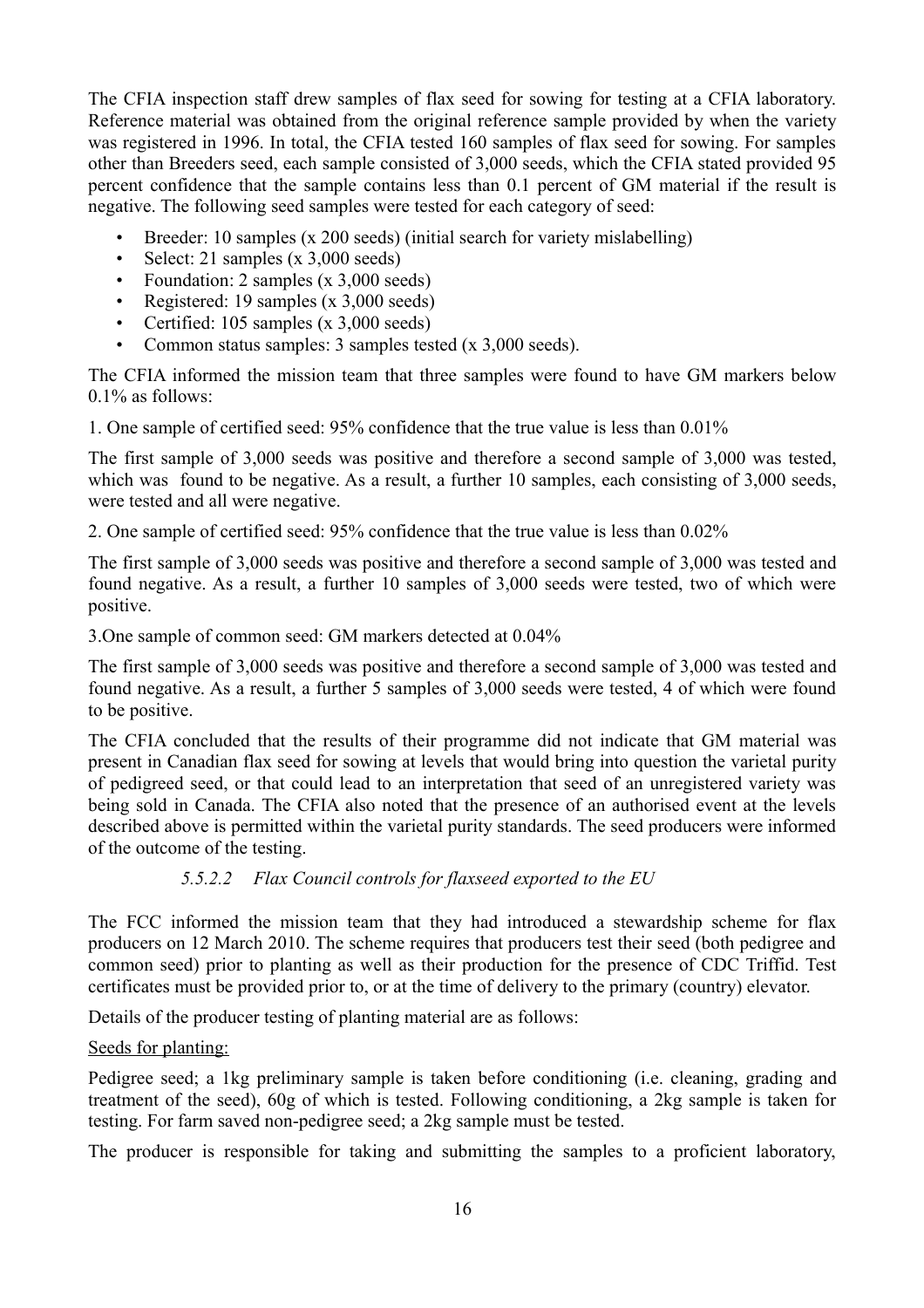The CFIA inspection staff drew samples of flax seed for sowing for testing at a CFIA laboratory. Reference material was obtained from the original reference sample provided by when the variety was registered in 1996. In total, the CFIA tested 160 samples of flax seed for sowing. For samples other than Breeders seed, each sample consisted of 3,000 seeds, which the CFIA stated provided 95 percent confidence that the sample contains less than 0.1 percent of GM material if the result is negative. The following seed samples were tested for each category of seed:

- Breeder: 10 samples (x 200 seeds) (initial search for variety mislabelling)
- Select: 21 samples (x 3,000 seeds)
- Foundation: 2 samples (x 3,000 seeds)
- Registered: 19 samples (x 3,000 seeds)
- Certified: 105 samples (x 3,000 seeds)
- Common status samples: 3 samples tested (x 3,000 seeds).

The CFIA informed the mission team that three samples were found to have GM markers below 0.1% as follows:

1. One sample of certified seed: 95% confidence that the true value is less than 0.01%

The first sample of 3,000 seeds was positive and therefore a second sample of 3,000 was tested, which was found to be negative. As a result, a further 10 samples, each consisting of 3,000 seeds, were tested and all were negative.

2. One sample of certified seed: 95% confidence that the true value is less than 0.02%

The first sample of 3,000 seeds was positive and therefore a second sample of 3,000 was tested and found negative. As a result, a further 10 samples of 3,000 seeds were tested, two of which were positive.

3. One sample of common seed: GM markers detected at 0.04%

The first sample of 3,000 seeds was positive and therefore a second sample of 3,000 was tested and found negative. As a result, a further 5 samples of 3,000 seeds were tested, 4 of which were found to be positive.

The CFIA concluded that the results of their programme did not indicate that GM material was present in Canadian flax seed for sowing at levels that would bring into question the varietal purity of pedigreed seed, or that could lead to an interpretation that seed of an unregistered variety was being sold in Canada. The CFIA also noted that the presence of an authorised event at the levels described above is permitted within the varietal purity standards. The seed producers were informed of the outcome of the testing.

#### *5.5.2.2 Flax Council controls for flaxseed exported to the EU*

The FCC informed the mission team that they had introduced a stewardship scheme for flax producers on 12 March 2010. The scheme requires that producers test their seed (both pedigree and common seed) prior to planting as well as their production for the presence of CDC Triffid. Test certificates must be provided prior to, or at the time of delivery to the primary (country) elevator.

Details of the producer testing of planting material are as follows:

<u>Seeds for planting:</u>

Pedigree seed; a 1kg preliminary sample is taken before conditioning (i.e. cleaning, grading and treatment of the seed), 60g of which is tested. Following conditioning, a 2kg sample is taken for testing. For farm saved non-pedigree seed; a 2kg sample must be tested.

The producer is responsible for taking and submitting the samples to a proficient laboratory,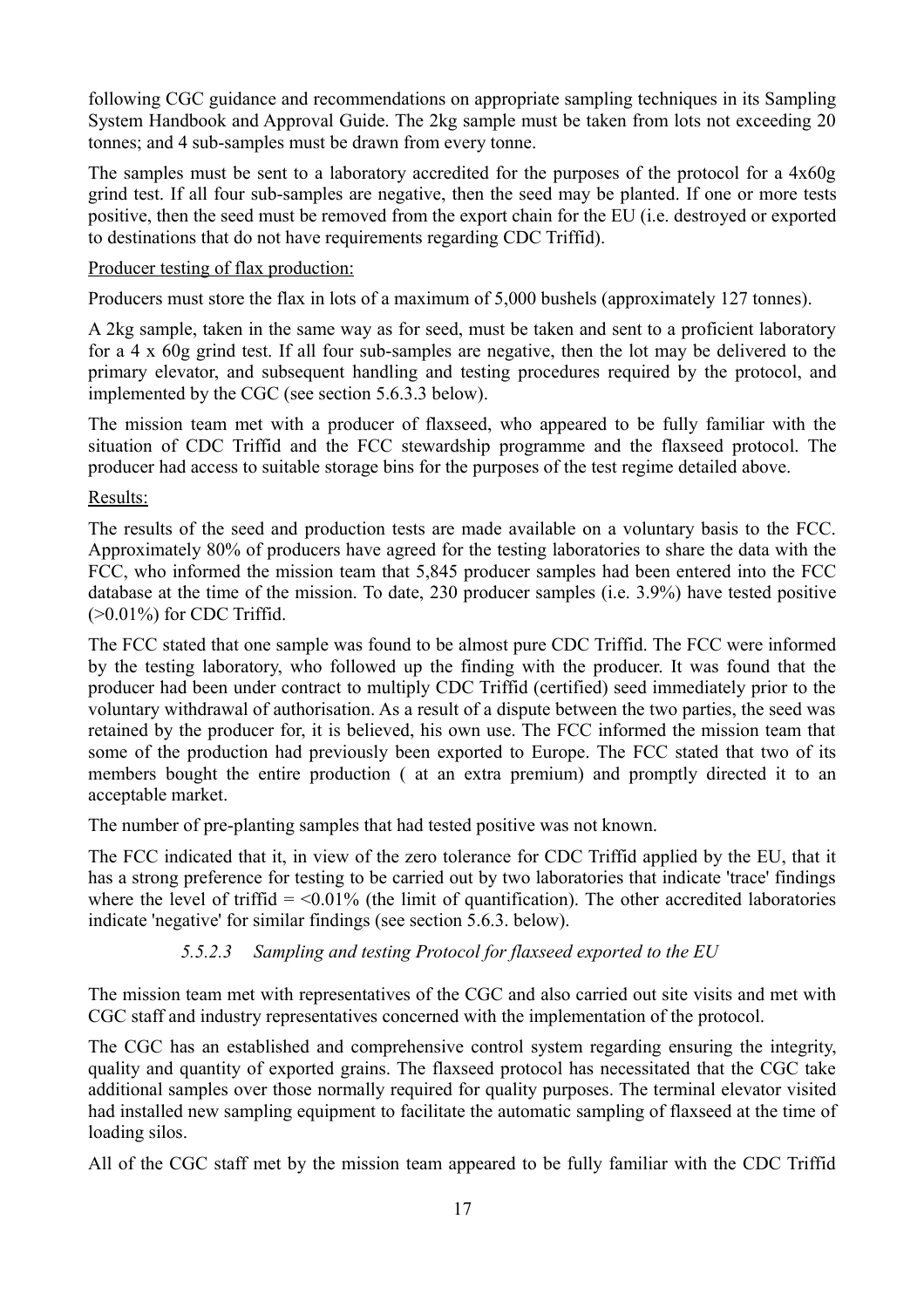following CGC guidance and recommendations on appropriate sampling techniques in its Sampling System Handbook and Approval Guide. The 2kg sample must be taken from lots not exceeding 20 tonnes; and 4 sub-samples must be drawn from every tonne.

The samples must be sent to a laboratory accredited for the purposes of the protocol for a 4x60g grind test. If all four sub-samples are negative, then the seed may be planted. If one or more tests positive, then the seed must be removed from the export chain for the EU (i.e. destroyed or exported to destinations that do not have requirements regarding CDC Triffid).

Producer testing of flax production:

Producers must store the flax in lots of a maximum of 5,000 bushels (approximately 127 tonnes).

A 2kg sample, taken in the same way as for seed, must be taken and sent to a proficient laboratory for a 4 x 60g grind test. If all four sub-samples are negative, then the lot may be delivered to the primary elevator, and subsequent handling and testing procedures required by the protocol, and implemented by the CGC (see section 5.6.3.3 below).

The mission team met with a producer of flaxseed, who appeared to be fully familiar with the situation of CDC Triffid and the FCC stewardship programme and the flaxseed protocol. The producer had access to suitable storage bins for the purposes of the test regime detailed above.

Results:

The results of the seed and production tests are made available on a voluntary basis to the FCC. Approximately 80% of producers have agreed for the testing laboratories to share the data with the FCC, who informed the mission team that 5,845 producer samples had been entered into the FCC database at the time of the mission. To date, 230 producer samples (i.e. 3.9%) have tested positive (>0.01%) for CDC Triffid.

The FCC stated that one sample was found to be almost pure CDC Triffid. The FCC were informed by the testing laboratory, who followed up the finding with the producer. It was found that the producer had been under contract to multiply CDC Triffid (certified) seed immediately prior to the voluntary withdrawal of authorisation. As a result of a dispute between the two parties, the seed was retained by the producer for, it is believed, his own use. The FCC informed the mission team that some of the production had previously been exported to Europe. The FCC stated that two of its members bought the entire production ( at an extra premium) and promptly directed it to an acceptable market.

The number of pre-planting samples that had tested positive was not known.

The FCC indicated that it, in view of the zero tolerance for CDC Triffid applied by the EU, that it has a strong preference for testing to be carried out by two laboratories that indicate 'trace' findings where the level of triffid = <0.01% (the limit of quantification). The other accredited laboratories indicate 'negative' for similar findings (see section 5.6.3. below).

#### *5.5.2.3 Sampling and testing Protocol for flaxseed exported to the EU*

The mission team met with representatives of the CGC and also carried out site visits and met with CGC staff and industry representatives concerned with the implementation of the protocol.

The CGC has an established and comprehensive control system regarding ensuring the integrity, quality and quantity of exported grains. The flaxseed protocol has necessitated that the CGC take additional samples over those normally required for quality purposes. The terminal elevator visited had installed new sampling equipment to facilitate the automatic sampling of flaxseed at the time of loading silos.

All of the CGC staff met by the mission team appeared to be fully familiar with the CDC Triffid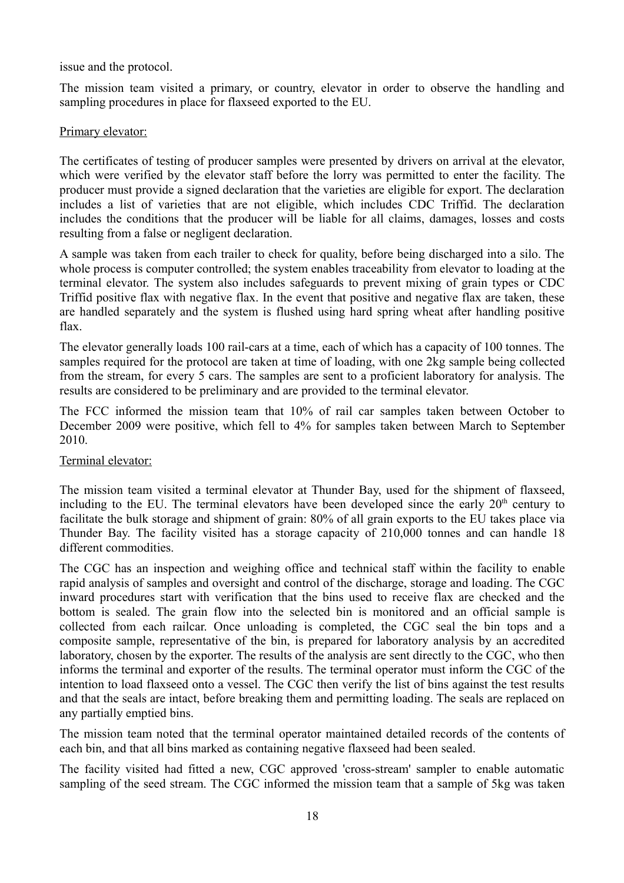issue and the protocol.

The mission team visited a primary, or country, elevator in order to observe the handling and sampling procedures in place for flaxseed exported to the EU.

Primary elevator:

The certificates of testing of producer samples were presented by drivers on arrival at the elevator, which were verified by the elevator staff before the lorry was permitted to enter the facility. The producer must provide a signed declaration that the varieties are eligible for export. The declaration includes a list of varieties that are not eligible, which includes CDC Triffid. The declaration includes the conditions that the producer will be liable for all claims, damages, losses and costs resulting from a false or negligent declaration.

A sample was taken from each trailer to check for quality, before being discharged into a silo. The whole process is computer controlled; the system enables traceability from elevator to loading at the terminal elevator. The system also includes safeguards to prevent mixing of grain types or CDC Triffid positive flax with negative flax. In the event that positive and negative flax are taken, these are handled separately and the system is flushed using hard spring wheat after handling positive flax.

The elevator generally loads 100 rail-cars at a time, each of which has a capacity of 100 tonnes. The samples required for the protocol are taken at time of loading, with one 2kg sample being collected from the stream, for every 5 cars. The samples are sent to a proficient laboratory for analysis. The results are considered to be preliminary and are provided to the terminal elevator.

The FCC informed the mission team that 10% of rail car samples taken between October to December 2009 were positive, which fell to 4% for samples taken between March to September 2010.

Terminal elevator:

The mission team visited a terminal elevator at Thunder Bay, used for the shipment of flaxseed, including to the EU. The terminal elevators have been developed since the early 20th century to facilitate the bulk storage and shipment of grain: 80% of all grain exports to the EU takes place via Thunder Bay. The facility visited has a storage capacity of 210,000 tonnes and can handle 18 different commodities.

The CGC has an inspection and weighing office and technical staff within the facility to enable rapid analysis of samples and oversight and control of the discharge, storage and loading. The CGC inward procedures start with verification that the bins used to receive flax are checked and the bottom is sealed. The grain flow into the selected bin is monitored and an official sample is collected from each railcar. Once unloading is completed, the CGC seal the bin tops and a composite sample, representative of the bin, is prepared for laboratory analysis by an accredited laboratory, chosen by the exporter. The results of the analysis are sent directly to the CGC, who then informs the terminal and exporter of the results. The terminal operator must inform the CGC of the intention to load flaxseed onto a vessel. The CGC then verify the list of bins against the test results and that the seals are intact, before breaking them and permitting loading. The seals are replaced on any partially emptied bins.

The mission team noted that the terminal operator maintained detailed records of the contents of each bin, and that all bins marked as containing negative flaxseed had been sealed.

The facility visited had fitted a new, CGC approved 'cross-stream' sampler to enable automatic sampling of the seed stream. The CGC informed the mission team that a sample of 5kg was taken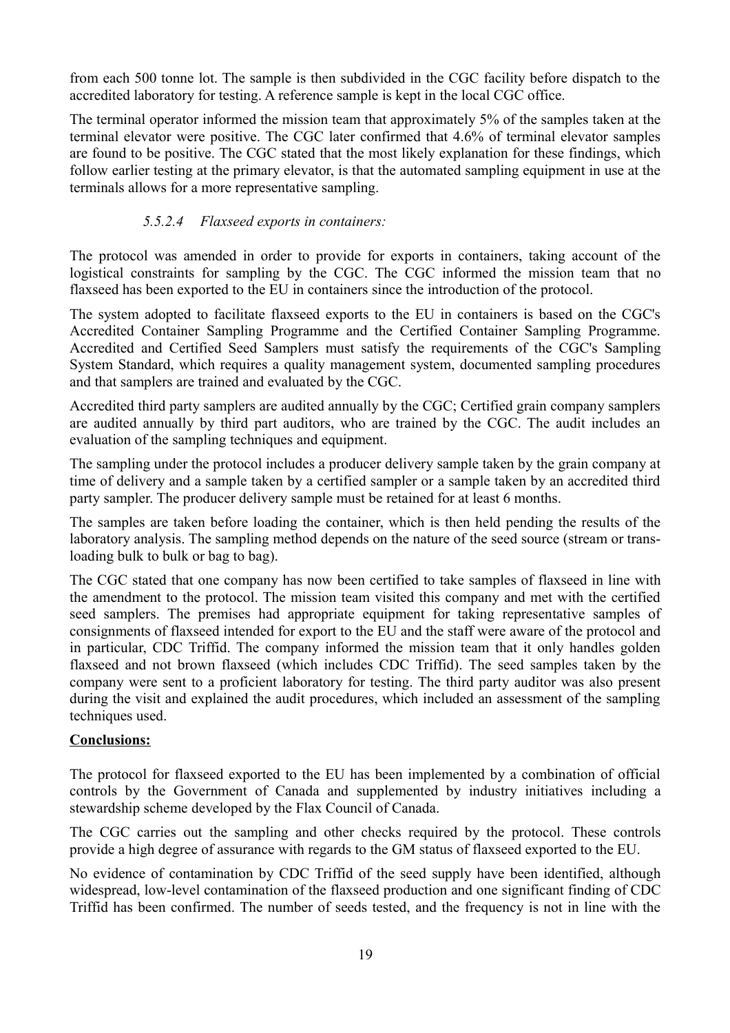from each 500 tonne lot. The sample is then subdivided in the CGC facility before dispatch to the accredited laboratory for testing. A reference sample is kept in the local CGC office.

The terminal operator informed the mission team that approximately 5% of the samples taken at the terminal elevator were positive. The CGC later confirmed that 4.6% of terminal elevator samples are found to be positive. The CGC stated that the most likely explanation for these findings, which follow earlier testing at the primary elevator, is that the automated sampling equipment in use at the terminals allows for a more representative sampling.

#### *5.5.2.4 Flaxseed exports in containers:*

The protocol was amended in order to provide for exports in containers, taking account of the logistical constraints for sampling by the CGC. The CGC informed the mission team that no flaxseed has been exported to the EU in containers since the introduction of the protocol.

The system adopted to facilitate flaxseed exports to the EU in containers is based on the CGC's Accredited Container Sampling Programme and the Certified Container Sampling Programme. Accredited and Certified Seed Samplers must satisfy the requirements of the CGC's Sampling System Standard, which requires a quality management system, documented sampling procedures and that samplers are trained and evaluated by the CGC.

Accredited third party samplers are audited annually by the CGC; Certified grain company samplers are audited annually by third part auditors, who are trained by the CGC. The audit includes an evaluation of the sampling techniques and equipment.

The sampling under the protocol includes a producer delivery sample taken by the grain company at time of delivery and a sample taken by a certified sampler or a sample taken by an accredited third party sampler. The producer delivery sample must be retained for at least 6 months.

The samples are taken before loading the container, which is then held pending the results of the laboratory analysis. The sampling method depends on the nature of the seed source (stream or trans-loading bulk to bulk or bag to bag).

The CGC stated that one company has now been certified to take samples of flaxseed in line with the amendment to the protocol. The mission team visited this company and met with the certified seed samplers. The premises had appropriate equipment for taking representative samples of consignments of flaxseed intended for export to the EU and the staff were aware of the protocol and in particular, CDC Triffid. The company informed the mission team that it only handles golden flaxseed and not brown flaxseed (which includes CDC Triffid). The seed samples taken by the company were sent to a proficient laboratory for testing. The third party auditor was also present during the visit and explained the audit procedures, which included an assessment of the sampling techniques used.

**Conclusions:**

The protocol for flaxseed exported to the EU has been implemented by a combination of official controls by the Government of Canada and supplemented by industry initiatives including a stewardship scheme developed by the Flax Council of Canada.

The CGC carries out the sampling and other checks required by the protocol. These controls provide a high degree of assurance with regards to the GM status of flaxseed exported to the EU.

No evidence of contamination by CDC Triffid of the seed supply have been identified, although widespread, low-level contamination of the flaxseed production and one significant finding of CDC Triffid has been confirmed. The number of seeds tested, and the frequency is not in line with the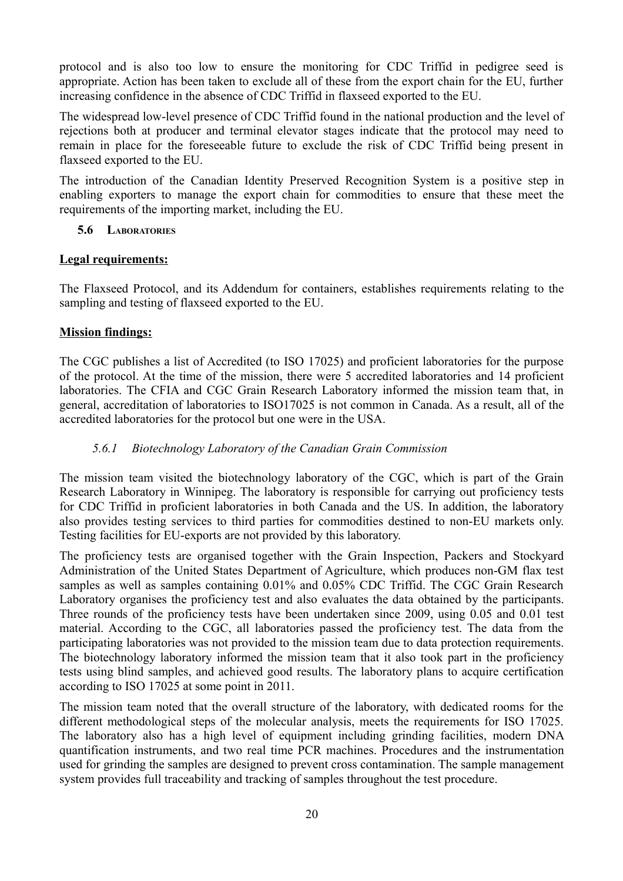protocol and is also too low to ensure the monitoring for CDC Triffid in pedigree seed is appropriate. Action has been taken to exclude all of these from the export chain for the EU, further increasing confidence in the absence of CDC Triffid in flaxseed exported to the EU.

The widespread low-level presence of CDC Triffid found in the national production and the level of rejections both at producer and terminal elevator stages indicate that the protocol may need to remain in place for the foreseeable future to exclude the risk of CDC Triffid being present in flaxseed exported to the EU.

The introduction of the Canadian Identity Preserved Recognition System is a positive step in enabling exporters to manage the export chain for commodities to ensure that these meet the requirements of the importing market, including the EU.

### 5.6 LABORATORIES

**Legal requirements:**

The Flaxseed Protocol, and its Addendum for containers, establishes requirements relating to the sampling and testing of flaxseed exported to the EU.

**Mission findings:**

The CGC publishes a list of Accredited (to ISO 17025) and proficient laboratories for the purpose of the protocol. At the time of the mission, there were 5 accredited laboratories and 14 proficient laboratories. The CFIA and CGC Grain Research Laboratory informed the mission team that, in general, accreditation of laboratories to ISO17025 is not common in Canada. As a result, all of the accredited laboratories for the protocol but one were in the USA.

#### *5.6.1 Biotechnology Laboratory of the Canadian Grain Commission*

The mission team visited the biotechnology laboratory of the CGC, which is part of the Grain Research Laboratory in Winnipeg. The laboratory is responsible for carrying out proficiency tests for CDC Triffid in proficient laboratories in both Canada and the US. In addition, the laboratory also provides testing services to third parties for commodities destined to non-EU markets only. Testing facilities for EU-exports are not provided by this laboratory.

The proficiency tests are organised together with the Grain Inspection, Packers and Stockyard Administration of the United States Department of Agriculture, which produces non-GM flax test samples as well as samples containing 0.01% and 0.05% CDC Triffid. The CGC Grain Research Laboratory organises the proficiency test and also evaluates the data obtained by the participants. Three rounds of the proficiency tests have been undertaken since 2009, using 0.05 and 0.01 test material. According to the CGC, all laboratories passed the proficiency test. The data from the participating laboratories was not provided to the mission team due to data protection requirements. The biotechnology laboratory informed the mission team that it also took part in the proficiency tests using blind samples, and achieved good results. The laboratory plans to acquire certification according to ISO 17025 at some point in 2011.

The mission team noted that the overall structure of the laboratory, with dedicated rooms for the different methodological steps of the molecular analysis, meets the requirements for ISO 17025. The laboratory also has a high level of equipment including grinding facilities, modern DNA quantification instruments, and two real time PCR machines. Procedures and the instrumentation used for grinding the samples are designed to prevent cross contamination. The sample management system provides full traceability and tracking of samples throughout the test procedure.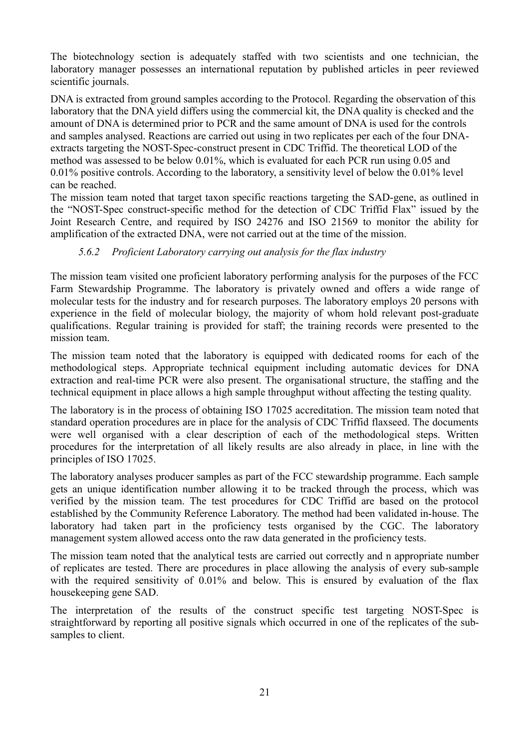The biotechnology section is adequately staffed with two scientists and one technician, the laboratory manager possesses an international reputation by published articles in peer reviewed scientific journals.

DNA is extracted from ground samples according to the Protocol. Regarding the observation of this laboratory that the DNA yield differs using the commercial kit, the DNA quality is checked and the amount of DNA is determined prior to PCR and the same amount of DNA is used for the controls and samples analysed. Reactions are carried out using in two replicates per each of the four DNA-extracts targeting the NOST-Spec-construct present in CDC Triffid. The theoretical LOD of the method was assessed to be below 0.01%, which is evaluated for each PCR run using 0.05 and 0.01% positive controls. According to the laboratory, a sensitivity level of below the 0.01% level can be reached.

The mission team noted that target taxon specific reactions targeting the SAD-gene, as outlined in the "NOST-Spec construct-specific method for the detection of CDC Triffid Flax" issued by the Joint Research Centre, and required by ISO 24276 and ISO 21569 to monitor the ability for amplification of the extracted DNA, were not carried out at the time of the mission.

#### *5.6.2 Proficient Laboratory carrying out analysis for the flax industry*

The mission team visited one proficient laboratory performing analysis for the purposes of the FCC Farm Stewardship Programme. The laboratory is privately owned and offers a wide range of molecular tests for the industry and for research purposes. The laboratory employs 20 persons with experience in the field of molecular biology, the majority of whom hold relevant post-graduate qualifications. Regular training is provided for staff; the training records were presented to the mission team.

The mission team noted that the laboratory is equipped with dedicated rooms for each of the methodological steps. Appropriate technical equipment including automatic devices for DNA extraction and real-time PCR were also present. The organisational structure, the staffing and the technical equipment in place allows a high sample throughput without affecting the testing quality.

The laboratory is in the process of obtaining ISO 17025 accreditation. The mission team noted that standard operation procedures are in place for the analysis of CDC Triffid flaxseed. The documents were well organised with a clear description of each of the methodological steps. Written procedures for the interpretation of all likely results are also already in place, in line with the principles of ISO 17025.

The laboratory analyses producer samples as part of the FCC stewardship programme. Each sample gets an unique identification number allowing it to be tracked through the process, which was verified by the mission team. The test procedures for CDC Triffid are based on the protocol established by the Community Reference Laboratory. The method had been validated in-house. The laboratory had taken part in the proficiency tests organised by the CGC. The laboratory management system allowed access onto the raw data generated in the proficiency tests.

The mission team noted that the analytical tests are carried out correctly and n appropriate number of replicates are tested. There are procedures in place allowing the analysis of every sub-sample with the required sensitivity of 0.01% and below. This is ensured by evaluation of the flax housekeeping gene SAD.

The interpretation of the results of the construct specific test targeting NOST-Spec is straightforward by reporting all positive signals which occurred in one of the replicates of the sub-samples to client.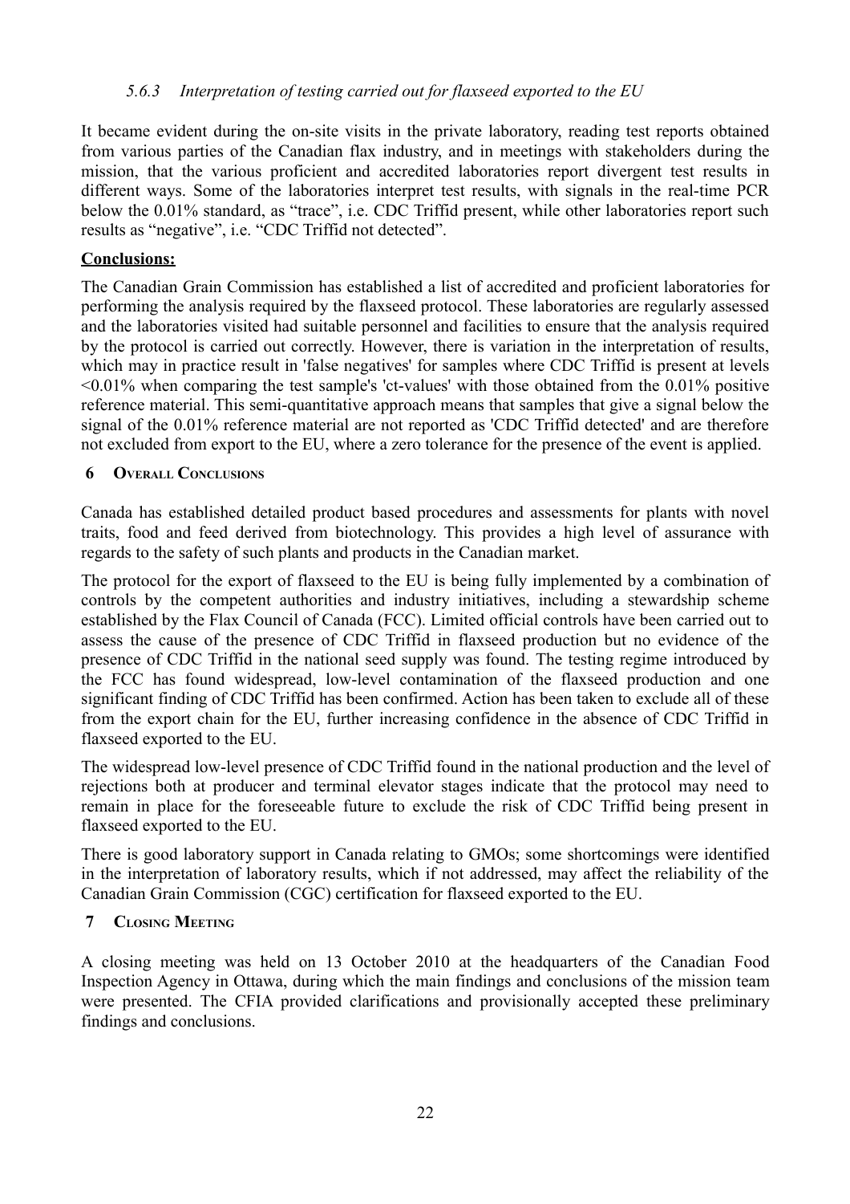#### *5.6.3 Interpretation of testing carried out for flaxseed exported to the EU*

It became evident during the on-site visits in the private laboratory, reading test reports obtained from various parties of the Canadian flax industry, and in meetings with stakeholders during the mission, that the various proficient and accredited laboratories report divergent test results in different ways. Some of the laboratories interpret test results, with signals in the real-time PCR below the 0.01% standard, as "trace", i.e. CDC Triffid present, while other laboratories report such results as "negative", i.e. "CDC Triffid not detected".

**Conclusions:**

The Canadian Grain Commission has established a list of accredited and proficient laboratories for performing the analysis required by the flaxseed protocol. These laboratories are regularly assessed and the laboratories visited had suitable personnel and facilities to ensure that the analysis required by the protocol is carried out correctly. However, there is variation in the interpretation of results, which may in practice result in 'false negatives' for samples where CDC Triffid is present at levels <0.01% when comparing the test sample's 'ct-values' with those obtained from the 0.01% positive reference material. This semi-quantitative approach means that samples that give a signal below the signal of the 0.01% reference material are not reported as 'CDC Triffid detected' and are therefore not excluded from export to the EU, where a zero tolerance for the presence of the event is applied.

## 6 Overall Conclusions

Canada has established detailed product based procedures and assessments for plants with novel traits, food and feed derived from biotechnology. This provides a high level of assurance with regards to the safety of such plants and products in the Canadian market.

The protocol for the export of flaxseed to the EU is being fully implemented by a combination of controls by the competent authorities and industry initiatives, including a stewardship scheme established by the Flax Council of Canada (FCC). Limited official controls have been carried out to assess the cause of the presence of CDC Triffid in flaxseed production but no evidence of the presence of CDC Triffid in the national seed supply was found. The testing regime introduced by the FCC has found widespread, low-level contamination of the flaxseed production and one significant finding of CDC Triffid has been confirmed. Action has been taken to exclude all of these from the export chain for the EU, further increasing confidence in the absence of CDC Triffid in flaxseed exported to the EU.

The widespread low-level presence of CDC Triffid found in the national production and the level of rejections both at producer and terminal elevator stages indicate that the protocol may need to remain in place for the foreseeable future to exclude the risk of CDC Triffid being present in flaxseed exported to the EU.

There is good laboratory support in Canada relating to GMOs; some shortcomings were identified in the interpretation of laboratory results, which if not addressed, may affect the reliability of the Canadian Grain Commission (CGC) certification for flaxseed exported to the EU.

## 7 Closing Meeting

A closing meeting was held on 13 October 2010 at the headquarters of the Canadian Food Inspection Agency in Ottawa, during which the main findings and conclusions of the mission team were presented. The CFIA provided clarifications and provisionally accepted these preliminary findings and conclusions.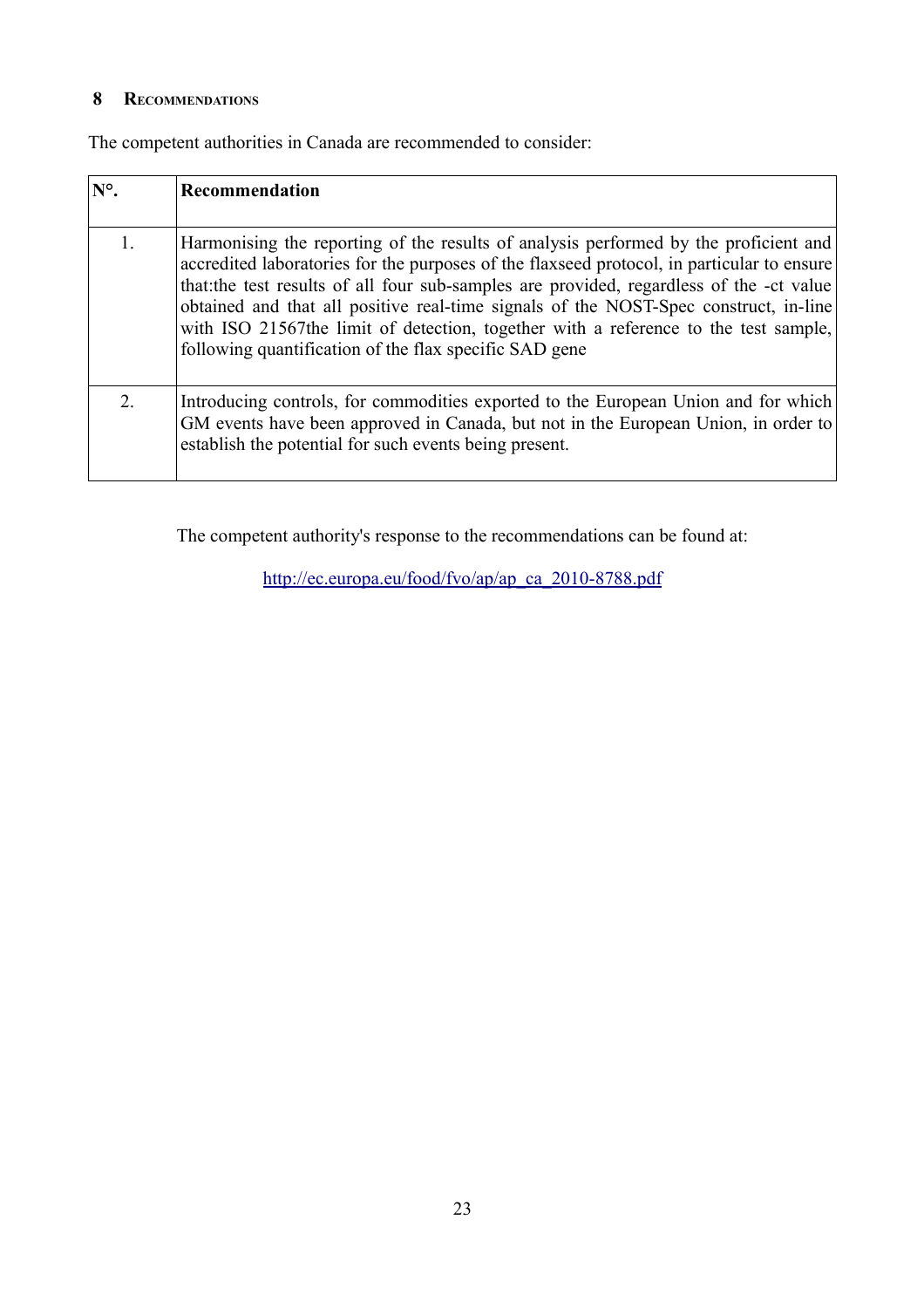## 8 RECOMMENDATIONS

The competent authorities in Canada are recommended to consider:

| N°. | Recommendation |
| --- | --- |
| 1. | Harmonising the reporting of the results of analysis performed by the proficient and accredited laboratories for the purposes of the flaxseed protocol, in particular to ensure that:the test results of all four sub-samples are provided, regardless of the -ct value obtained and that all positive real-time signals of the NOST-Spec construct, in-line with ISO 21567the limit of detection, together with a reference to the test sample, following quantification of the flax specific SAD gene |
| 2. | Introducing controls, for commodities exported to the European Union and for which GM events have been approved in Canada, but not in the European Union, in order to establish the potential for such events being present. |

The competent authority's response to the recommendations can be found at:

http://ec.europa.eu/food/fvo/ap/ap_ca_2010-8788.pdf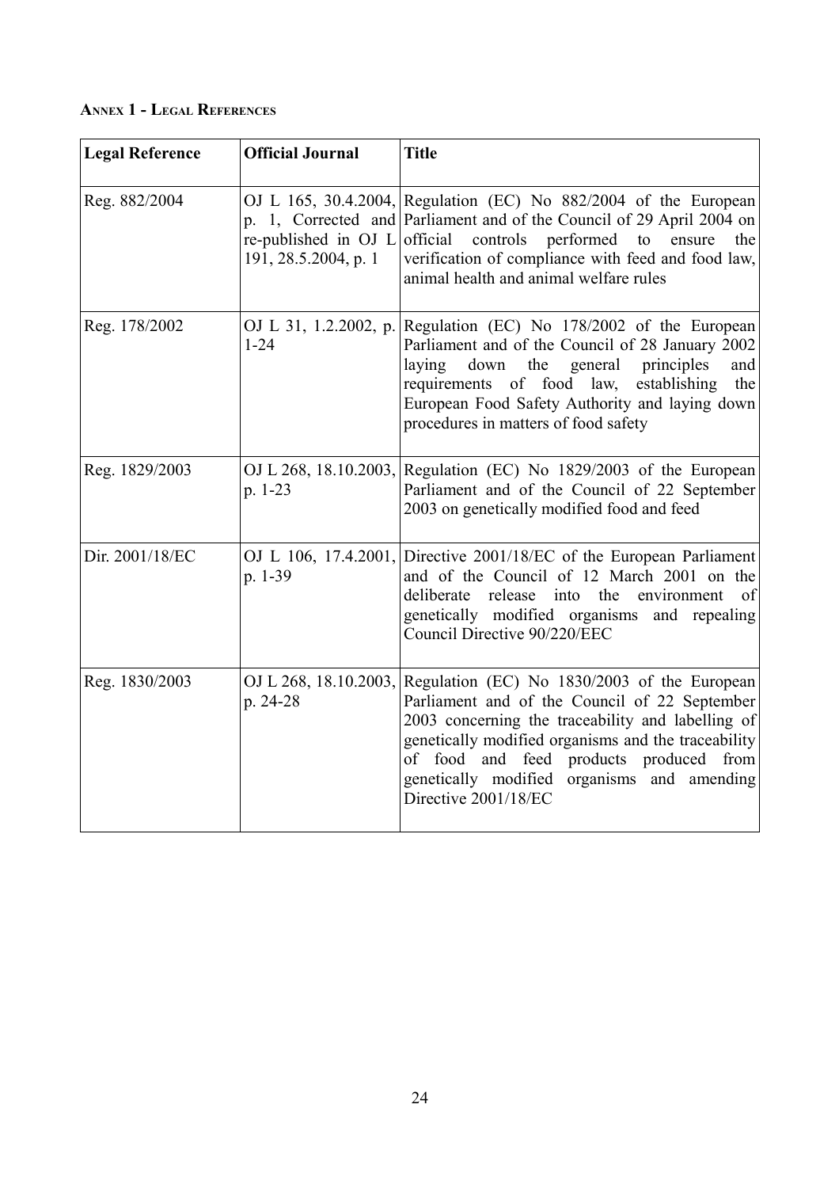## Annex 1 - Legal References

| Legal Reference | Official Journal | Title |
|---|---|---|
| Reg. 882/2004 | OJ L 165, 30.4.2004, p. 1, Corrected and re-published in OJ L 191, 28.5.2004, p. 1 | Regulation (EC) No 882/2004 of the European Parliament and of the Council of 29 April 2004 on official controls performed to ensure the verification of compliance with feed and food law, animal health and animal welfare rules |
| Reg. 178/2002 | OJ L 31, 1.2.2002, p. 1-24 | Regulation (EC) No 178/2002 of the European Parliament and of the Council of 28 January 2002 laying down the general principles and requirements of food law, establishing the European Food Safety Authority and laying down procedures in matters of food safety |
| Reg. 1829/2003 | OJ L 268, 18.10.2003, p. 1-23 | Regulation (EC) No 1829/2003 of the European Parliament and of the Council of 22 September 2003 on genetically modified food and feed |
| Dir. 2001/18/EC | OJ L 106, 17.4.2001, p. 1-39 | Directive 2001/18/EC of the European Parliament and of the Council of 12 March 2001 on the deliberate release into the environment of genetically modified organisms and repealing Council Directive 90/220/EEC |
| Reg. 1830/2003 | OJ L 268, 18.10.2003, p. 24-28 | Regulation (EC) No 1830/2003 of the European Parliament and of the Council of 22 September 2003 concerning the traceability and labelling of genetically modified organisms and the traceability of food and feed products produced from genetically modified organisms and amending Directive 2001/18/EC |